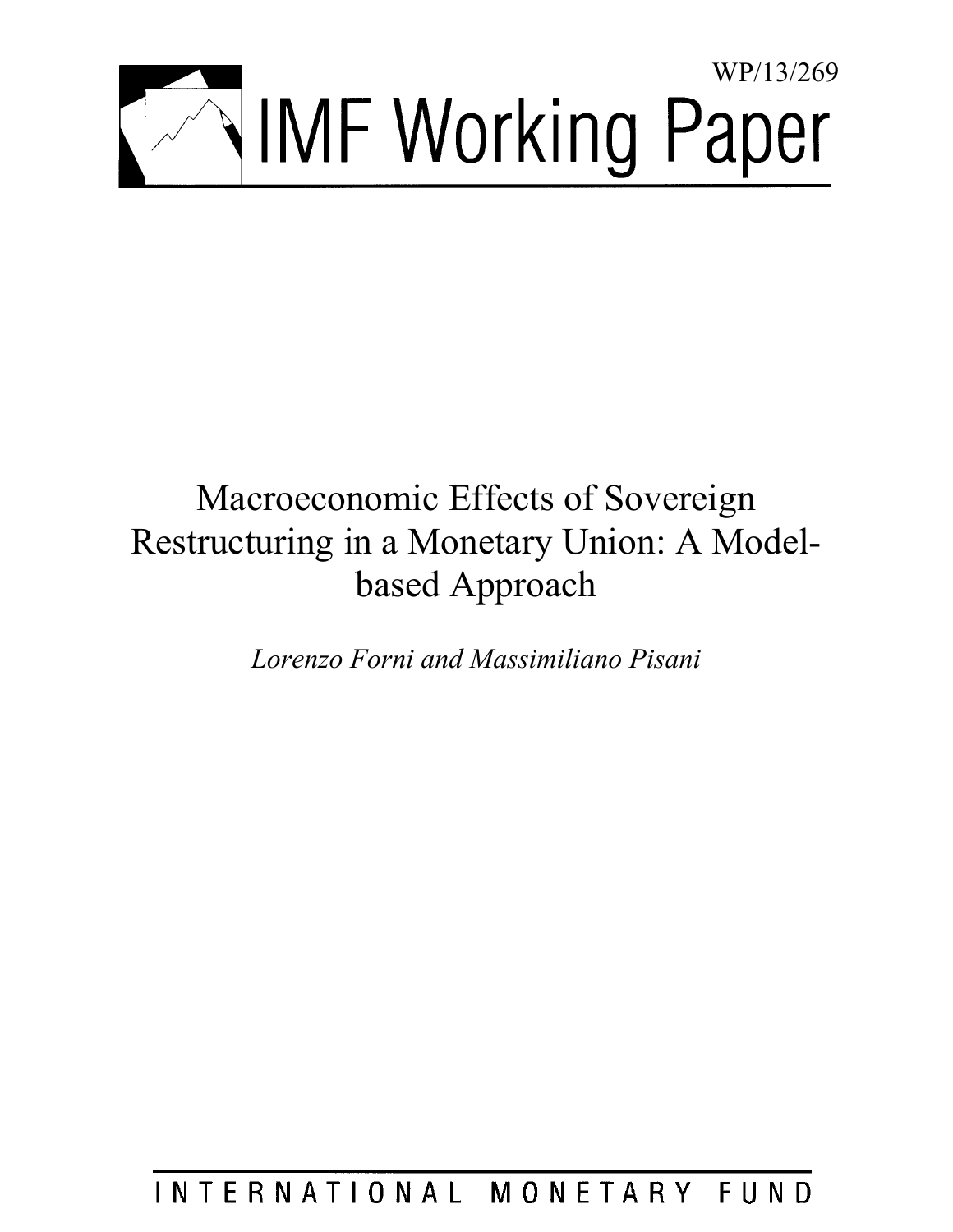WP/13/269

# IMF Working Paper

# Macroeconomic Effects of Sovereign Restructuring in a Monetary Union: A Model-based Approach

*Lorenzo Forni and Massimiliano Pisani*

INTERNATIONAL MONETARY FUND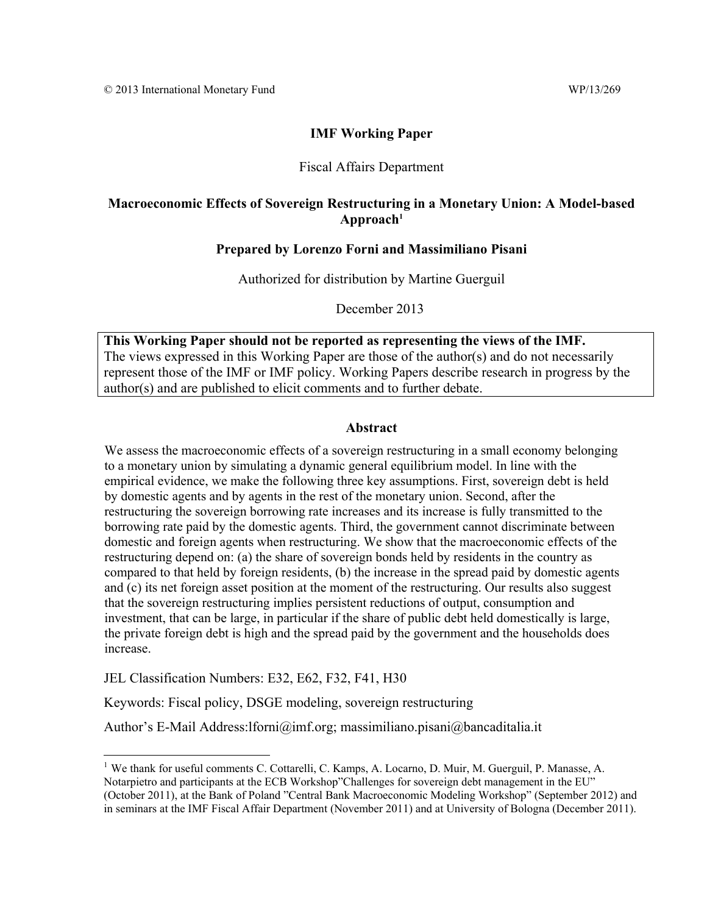© 2013 International Monetary Fund WP/13/269

**IMF Working Paper**

Fiscal Affairs Department

**Macroeconomic Effects of Sovereign Restructuring in a Monetary Union: A Model-based Approach[1]**

**Prepared by Lorenzo Forni and Massimiliano Pisani**

Authorized for distribution by Martine Guerguil

December 2013

**This Working Paper should not be reported as representing the views of the IMF.**
The views expressed in this Working Paper are those of the author(s) and do not necessarily represent those of the IMF or IMF policy. Working Papers describe research in progress by the author(s) and are published to elicit comments and to further debate.

**Abstract**

We assess the macroeconomic effects of a sovereign restructuring in a small economy belonging to a monetary union by simulating a dynamic general equilibrium model. In line with the empirical evidence, we make the following three key assumptions. First, sovereign debt is held by domestic agents and by agents in the rest of the monetary union. Second, after the restructuring the sovereign borrowing rate increases and its increase is fully transmitted to the borrowing rate paid by the domestic agents. Third, the government cannot discriminate between domestic and foreign agents when restructuring. We show that the macroeconomic effects of the restructuring depend on: (a) the share of sovereign bonds held by residents in the country as compared to that held by foreign residents, (b) the increase in the spread paid by domestic agents and (c) its net foreign asset position at the moment of the restructuring. Our results also suggest that the sovereign restructuring implies persistent reductions of output, consumption and investment, that can be large, in particular if the share of public debt held domestically is large, the private foreign debt is high and the spread paid by the government and the households does increase.

JEL Classification Numbers: E32, E62, F32, F41, H30

Keywords: Fiscal policy, DSGE modeling, sovereign restructuring

Author's E-Mail Address:lforni@imf.org; massimiliano.pisani@bancaditalia.it

[1] We thank for useful comments C. Cottarelli, C. Kamps, A. Locarno, D. Muir, M. Guerguil, P. Manasse, A. Notarpietro and participants at the ECB Workshop"Challenges for sovereign debt management in the EU" (October 2011), at the Bank of Poland "Central Bank Macroeconomic Modeling Workshop" (September 2012) and in seminars at the IMF Fiscal Affair Department (November 2011) and at University of Bologna (December 2011).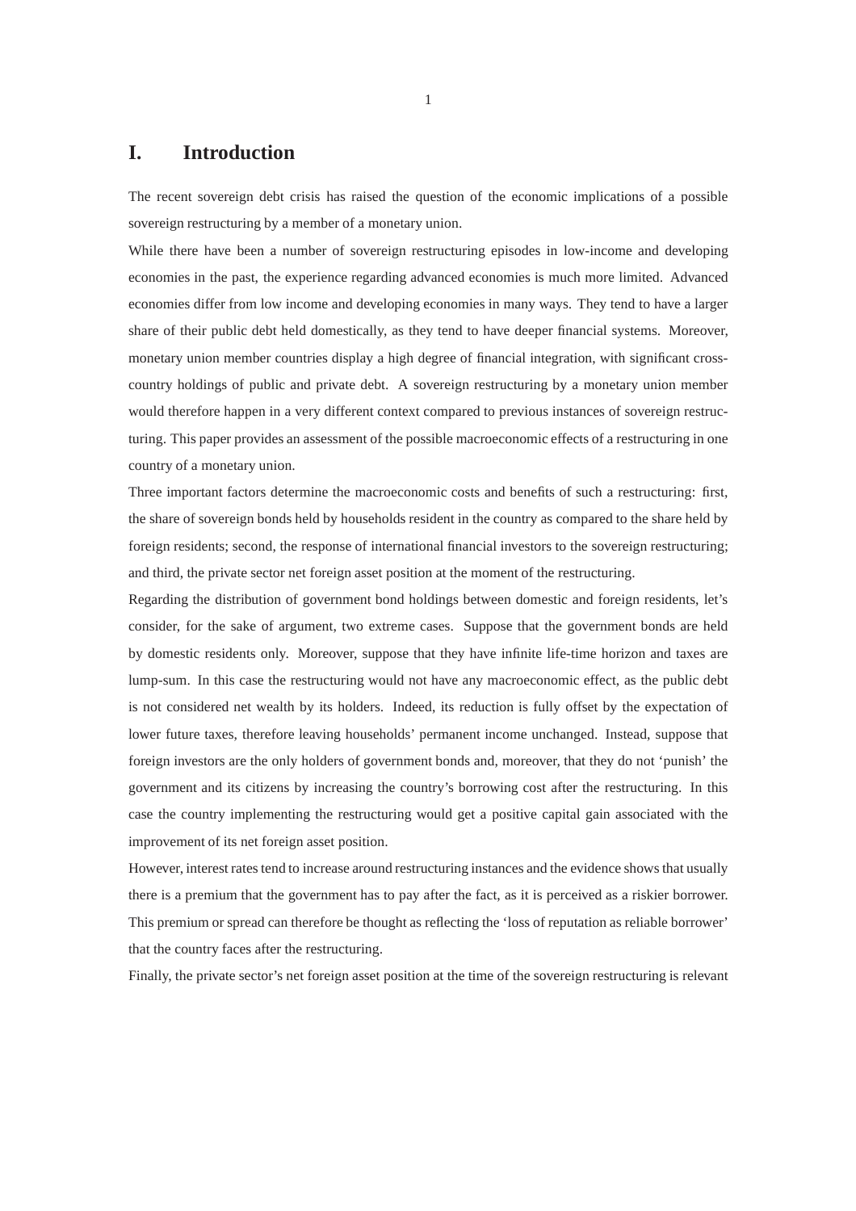# I. Introduction

The recent sovereign debt crisis has raised the question of the economic implications of a possible sovereign restructuring by a member of a monetary union.

While there have been a number of sovereign restructuring episodes in low-income and developing economies in the past, the experience regarding advanced economies is much more limited. Advanced economies differ from low income and developing economies in many ways. They tend to have a larger share of their public debt held domestically, as they tend to have deeper financial systems. Moreover, monetary union member countries display a high degree of financial integration, with significant cross-country holdings of public and private debt. A sovereign restructuring by a monetary union member would therefore happen in a very different context compared to previous instances of sovereign restructuring. This paper provides an assessment of the possible macroeconomic effects of a restructuring in one country of a monetary union.

Three important factors determine the macroeconomic costs and benefits of such a restructuring: first, the share of sovereign bonds held by households resident in the country as compared to the share held by foreign residents; second, the response of international financial investors to the sovereign restructuring; and third, the private sector net foreign asset position at the moment of the restructuring.

Regarding the distribution of government bond holdings between domestic and foreign residents, let's consider, for the sake of argument, two extreme cases. Suppose that the government bonds are held by domestic residents only. Moreover, suppose that they have infinite life-time horizon and taxes are lump-sum. In this case the restructuring would not have any macroeconomic effect, as the public debt is not considered net wealth by its holders. Indeed, its reduction is fully offset by the expectation of lower future taxes, therefore leaving households' permanent income unchanged. Instead, suppose that foreign investors are the only holders of government bonds and, moreover, that they do not 'punish' the government and its citizens by increasing the country's borrowing cost after the restructuring. In this case the country implementing the restructuring would get a positive capital gain associated with the improvement of its net foreign asset position.

However, interest rates tend to increase around restructuring instances and the evidence shows that usually there is a premium that the government has to pay after the fact, as it is perceived as a riskier borrower. This premium or spread can therefore be thought as reflecting the 'loss of reputation as reliable borrower' that the country faces after the restructuring.

Finally, the private sector's net foreign asset position at the time of the sovereign restructuring is relevant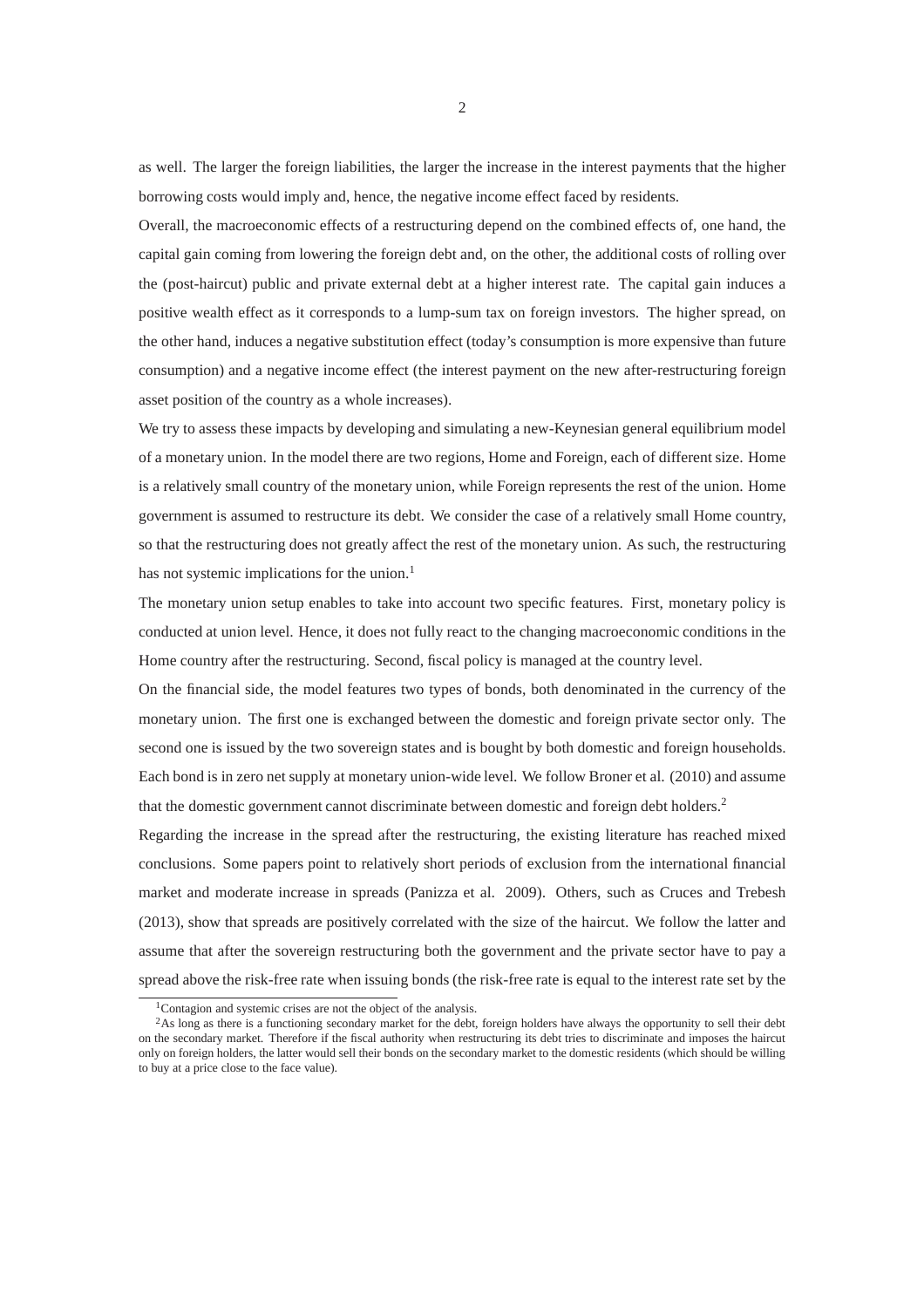as well. The larger the foreign liabilities, the larger the increase in the interest payments that the higher borrowing costs would imply and, hence, the negative income effect faced by residents.

Overall, the macroeconomic effects of a restructuring depend on the combined effects of, one hand, the capital gain coming from lowering the foreign debt and, on the other, the additional costs of rolling over the (post-haircut) public and private external debt at a higher interest rate. The capital gain induces a positive wealth effect as it corresponds to a lump-sum tax on foreign investors. The higher spread, on the other hand, induces a negative substitution effect (today's consumption is more expensive than future consumption) and a negative income effect (the interest payment on the new after-restructuring foreign asset position of the country as a whole increases).

We try to assess these impacts by developing and simulating a new-Keynesian general equilibrium model of a monetary union. In the model there are two regions, Home and Foreign, each of different size. Home is a relatively small country of the monetary union, while Foreign represents the rest of the union. Home government is assumed to restructure its debt. We consider the case of a relatively small Home country, so that the restructuring does not greatly affect the rest of the monetary union. As such, the restructuring has not systemic implications for the union.[1]

The monetary union setup enables to take into account two specific features. First, monetary policy is conducted at union level. Hence, it does not fully react to the changing macroeconomic conditions in the Home country after the restructuring. Second, fiscal policy is managed at the country level.

On the financial side, the model features two types of bonds, both denominated in the currency of the monetary union. The first one is exchanged between the domestic and foreign private sector only. The second one is issued by the two sovereign states and is bought by both domestic and foreign households. Each bond is in zero net supply at monetary union-wide level. We follow Broner et al. (2010) and assume that the domestic government cannot discriminate between domestic and foreign debt holders.[2]

Regarding the increase in the spread after the restructuring, the existing literature has reached mixed conclusions. Some papers point to relatively short periods of exclusion from the international financial market and moderate increase in spreads (Panizza et al. 2009). Others, such as Cruces and Trebesch (2013), show that spreads are positively correlated with the size of the haircut. We follow the latter and assume that after the sovereign restructuring both the government and the private sector have to pay a spread above the risk-free rate when issuing bonds (the risk-free rate is equal to the interest rate set by the

[1] Contagion and systemic crises are not the object of the analysis.

[2] As long as there is a functioning secondary market for the debt, foreign holders have always the opportunity to sell their debt on the secondary market. Therefore if the fiscal authority when restructuring its debt tries to discriminate and imposes the haircut only on foreign holders, the latter would sell their bonds on the secondary market to the domestic residents (which should be willing to buy at a price close to the face value).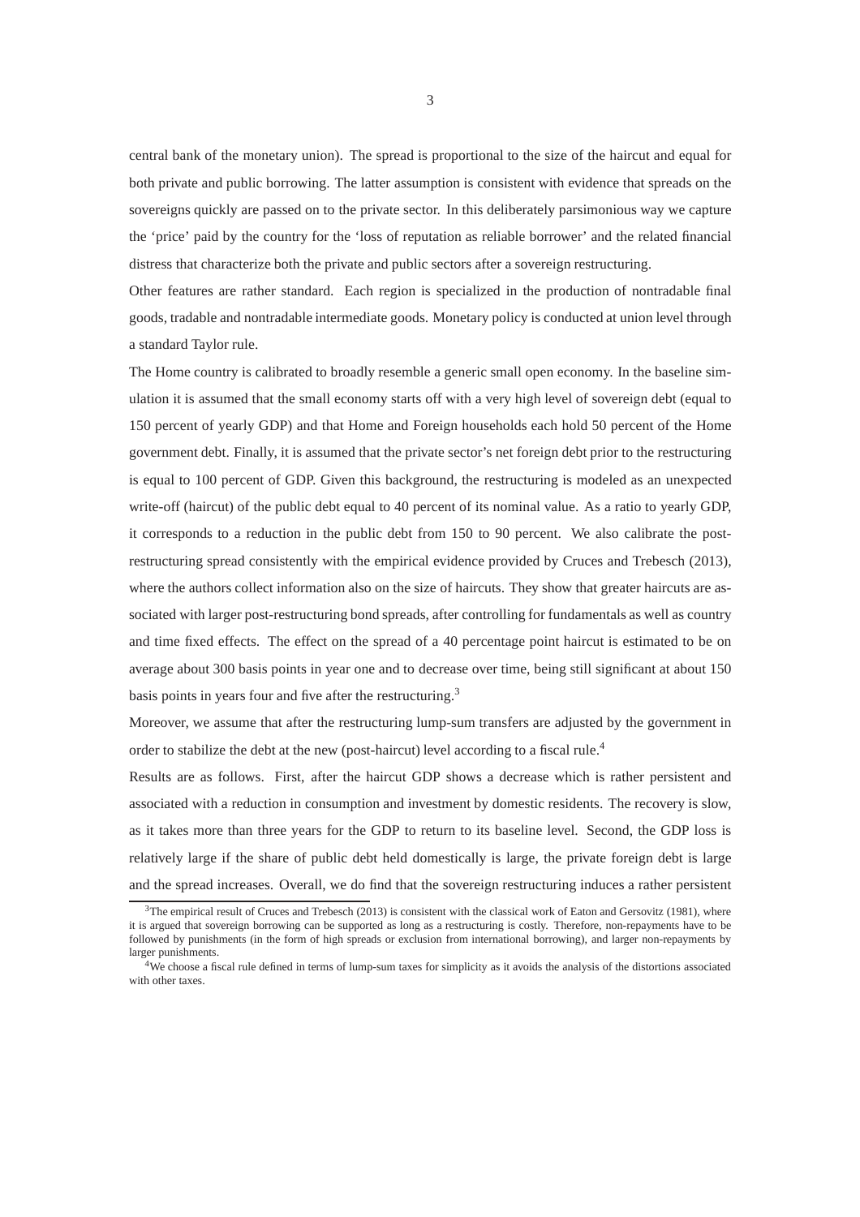central bank of the monetary union). The spread is proportional to the size of the haircut and equal for both private and public borrowing. The latter assumption is consistent with evidence that spreads on the sovereigns quickly are passed on to the private sector. In this deliberately parsimonious way we capture the 'price' paid by the country for the 'loss of reputation as reliable borrower' and the related financial distress that characterize both the private and public sectors after a sovereign restructuring.

Other features are rather standard. Each region is specialized in the production of nontradable final goods, tradable and nontradable intermediate goods. Monetary policy is conducted at union level through a standard Taylor rule.

The Home country is calibrated to broadly resemble a generic small open economy. In the baseline simulation it is assumed that the small economy starts off with a very high level of sovereign debt (equal to 150 percent of yearly GDP) and that Home and Foreign households each hold 50 percent of the Home government debt. Finally, it is assumed that the private sector's net foreign debt prior to the restructuring is equal to 100 percent of GDP. Given this background, the restructuring is modeled as an unexpected write-off (haircut) of the public debt equal to 40 percent of its nominal value. As a ratio to yearly GDP, it corresponds to a reduction in the public debt from 150 to 90 percent. We also calibrate the post-restructuring spread consistently with the empirical evidence provided by Cruces and Trebesch (2013), where the authors collect information also on the size of haircuts. They show that greater haircuts are associated with larger post-restructuring bond spreads, after controlling for fundamentals as well as country and time fixed effects. The effect on the spread of a 40 percentage point haircut is estimated to be on average about 300 basis points in year one and to decrease over time, being still significant at about 150 basis points in years four and five after the restructuring.[3]

Moreover, we assume that after the restructuring lump-sum transfers are adjusted by the government in order to stabilize the debt at the new (post-haircut) level according to a fiscal rule.[4]

Results are as follows. First, after the haircut GDP shows a decrease which is rather persistent and associated with a reduction in consumption and investment by domestic residents. The recovery is slow, as it takes more than three years for the GDP to return to its baseline level. Second, the GDP loss is relatively large if the share of public debt held domestically is large, the private foreign debt is large and the spread increases. Overall, we do find that the sovereign restructuring induces a rather persistent

[3] The empirical result of Cruces and Trebesch (2013) is consistent with the classical work of Eaton and Gersovitz (1981), where it is argued that sovereign borrowing can be supported as long as a restructuring is costly. Therefore, non-repayments have to be followed by punishments (in the form of high spreads or exclusion from international borrowing), and larger non-repayments by larger punishments.

[4] We choose a fiscal rule defined in terms of lump-sum taxes for simplicity as it avoids the analysis of the distortions associated with other taxes.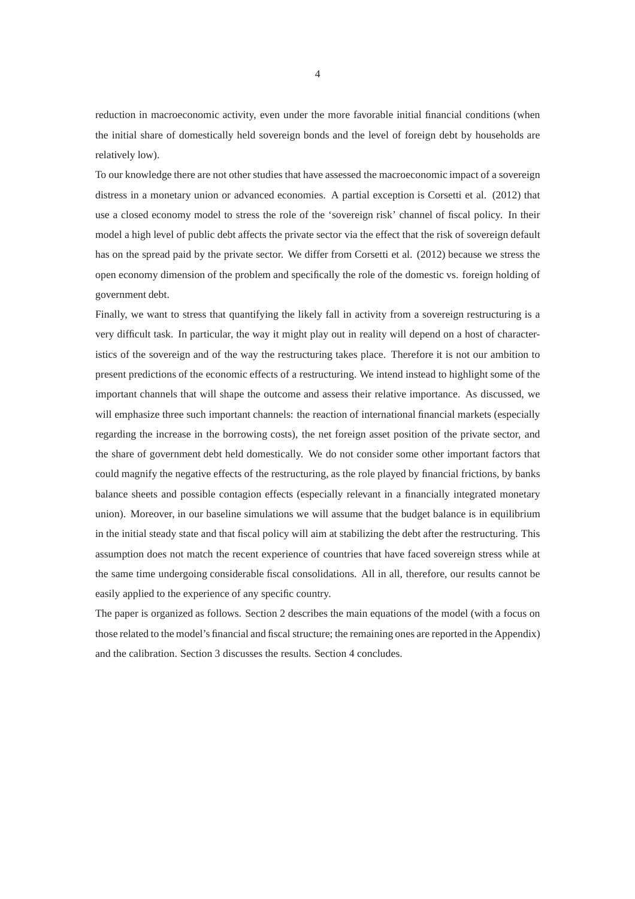reduction in macroeconomic activity, even under the more favorable initial financial conditions (when the initial share of domestically held sovereign bonds and the level of foreign debt by households are relatively low).

To our knowledge there are not other studies that have assessed the macroeconomic impact of a sovereign distress in a monetary union or advanced economies. A partial exception is Corsetti et al. (2012) that use a closed economy model to stress the role of the 'sovereign risk' channel of fiscal policy. In their model a high level of public debt affects the private sector via the effect that the risk of sovereign default has on the spread paid by the private sector. We differ from Corsetti et al. (2012) because we stress the open economy dimension of the problem and specifically the role of the domestic vs. foreign holding of government debt.

Finally, we want to stress that quantifying the likely fall in activity from a sovereign restructuring is a very difficult task. In particular, the way it might play out in reality will depend on a host of characteristics of the sovereign and of the way the restructuring takes place. Therefore it is not our ambition to present predictions of the economic effects of a restructuring. We intend instead to highlight some of the important channels that will shape the outcome and assess their relative importance. As discussed, we will emphasize three such important channels: the reaction of international financial markets (especially regarding the increase in the borrowing costs), the net foreign asset position of the private sector, and the share of government debt held domestically. We do not consider some other important factors that could magnify the negative effects of the restructuring, as the role played by financial frictions, by banks balance sheets and possible contagion effects (especially relevant in a financially integrated monetary union). Moreover, in our baseline simulations we will assume that the budget balance is in equilibrium in the initial steady state and that fiscal policy will aim at stabilizing the debt after the restructuring. This assumption does not match the recent experience of countries that have faced sovereign stress while at the same time undergoing considerable fiscal consolidations. All in all, therefore, our results cannot be easily applied to the experience of any specific country.

The paper is organized as follows. Section 2 describes the main equations of the model (with a focus on those related to the model's financial and fiscal structure; the remaining ones are reported in the Appendix) and the calibration. Section 3 discusses the results. Section 4 concludes.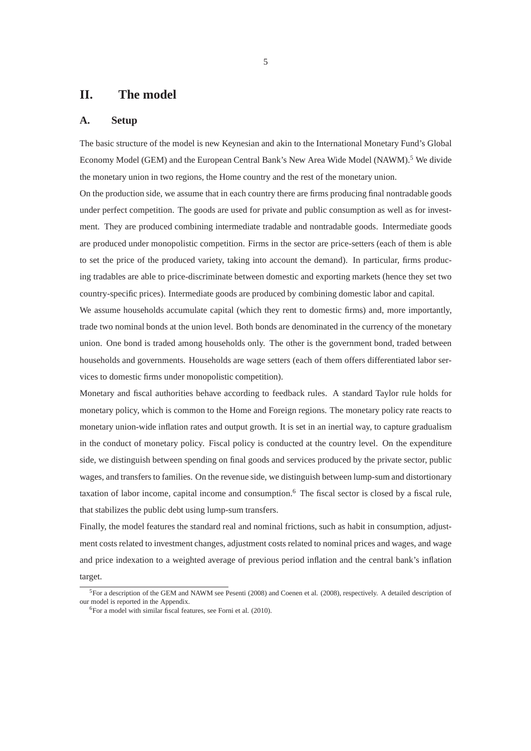## II. The model

### A. Setup

The basic structure of the model is new Keynesian and akin to the International Monetary Fund's Global Economy Model (GEM) and the European Central Bank's New Area Wide Model (NAWM).[5] We divide the monetary union in two regions, the Home country and the rest of the monetary union.

On the production side, we assume that in each country there are firms producing final nontradable goods under perfect competition. The goods are used for private and public consumption as well as for investment. They are produced combining intermediate tradable and nontradable goods. Intermediate goods are produced under monopolistic competition. Firms in the sector are price-setters (each of them is able to set the price of the produced variety, taking into account the demand). In particular, firms producing tradables are able to price-discriminate between domestic and exporting markets (hence they set two country-specific prices). Intermediate goods are produced by combining domestic labor and capital.

We assume households accumulate capital (which they rent to domestic firms) and, more importantly, trade two nominal bonds at the union level. Both bonds are denominated in the currency of the monetary union. One bond is traded among households only. The other is the government bond, traded between households and governments. Households are wage setters (each of them offers differentiated labor services to domestic firms under monopolistic competition).

Monetary and fiscal authorities behave according to feedback rules. A standard Taylor rule holds for monetary policy, which is common to the Home and Foreign regions. The monetary policy rate reacts to monetary union-wide inflation rates and output growth. It is set in an inertial way, to capture gradualism in the conduct of monetary policy. Fiscal policy is conducted at the country level. On the expenditure side, we distinguish between spending on final goods and services produced by the private sector, public wages, and transfers to families. On the revenue side, we distinguish between lump-sum and distortionary taxation of labor income, capital income and consumption.[6] The fiscal sector is closed by a fiscal rule, that stabilizes the public debt using lump-sum transfers.

Finally, the model features the standard real and nominal frictions, such as habit in consumption, adjustment costs related to investment changes, adjustment costs related to nominal prices and wages, and wage and price indexation to a weighted average of previous period inflation and the central bank's inflation target.

[5] For a description of the GEM and NAWM see Pesenti (2008) and Coenen et al. (2008), respectively. A detailed description of our model is reported in the Appendix.

[6] For a model with similar fiscal features, see Forni et al. (2010).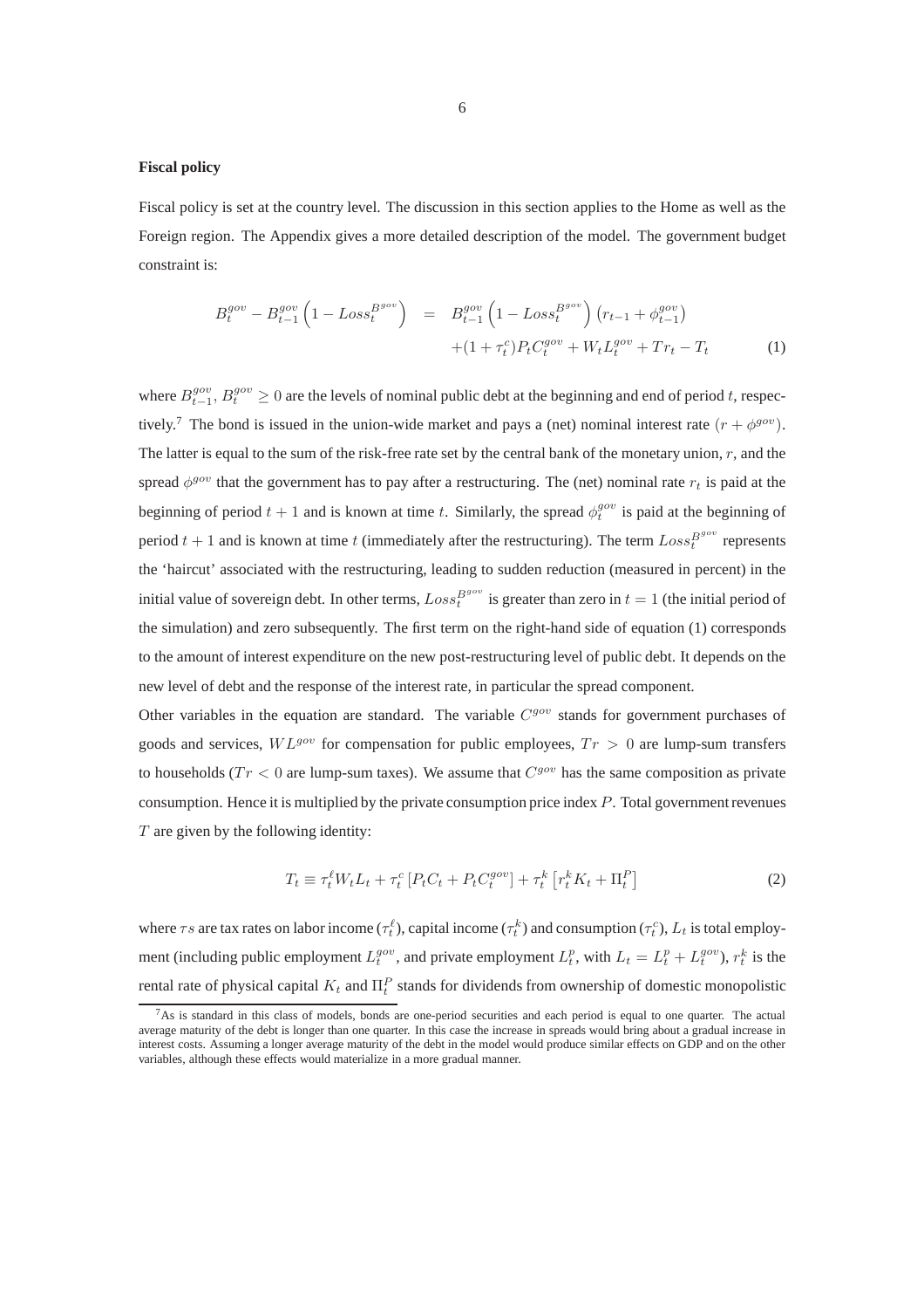**Fiscal policy**

Fiscal policy is set at the country level. The discussion in this section applies to the Home as well as the Foreign region. The Appendix gives a more detailed description of the model. The government budget constraint is:

$$
\begin{aligned}
B_t^{gov} - B_{t-1}^{gov}\left(1 - Loss_t^{B^{gov}}\right) &= B_{t-1}^{gov}\left(1 - Loss_t^{B^{gov}}\right)\left(r_{t-1} + \phi_{t-1}^{gov}\right) \\
&\quad + (1+\tau_t^c)P_t C_t^{gov} + W_t L_t^{gov} + Tr_t - T_t
\end{aligned}
\tag{1}
$$

where $B_{t-1}^{gov}$, $B_t^{gov} \geq 0$ are the levels of nominal public debt at the beginning and end of period $t$, respectively.[7] The bond is issued in the union-wide market and pays a (net) nominal interest rate $(r + \phi^{gov})$. The latter is equal to the sum of the risk-free rate set by the central bank of the monetary union, $r$, and the spread $\phi^{gov}$ that the government has to pay after a restructuring. The (net) nominal rate $r_t$ is paid at the beginning of period $t+1$ and is known at time $t$. Similarly, the spread $\phi_t^{gov}$ is paid at the beginning of period $t+1$ and is known at time $t$ (immediately after the restructuring). The term $Loss_t^{B^{gov}}$ represents the 'haircut' associated with the restructuring, leading to sudden reduction (measured in percent) in the initial value of sovereign debt. In other terms, $Loss_t^{B^{gov}}$ is greater than zero in $t = 1$ (the initial period of the simulation) and zero subsequently. The first term on the right-hand side of equation (1) corresponds to the amount of interest expenditure on the new post-restructuring level of public debt. It depends on the new level of debt and the response of the interest rate, in particular the spread component.

Other variables in the equation are standard. The variable $C^{gov}$ stands for government purchases of goods and services, $WL^{gov}$ for compensation for public employees, $Tr > 0$ are lump-sum transfers to households ($Tr < 0$ are lump-sum taxes). We assume that $C^{gov}$ has the same composition as private consumption. Hence it is multiplied by the private consumption price index $P$. Total government revenues $T$ are given by the following identity:

$$
T_t \equiv \tau_t^{\ell} W_t L_t + \tau_t^c \left[P_t C_t + P_t C_t^{gov}\right] + \tau_t^k \left[r_t^k K_t + \Pi_t^P\right]
\tag{2}
$$

where $\tau s$ are tax rates on labor income ($\tau_t^{\ell}$), capital income ($\tau_t^k$) and consumption ($\tau_t^c$), $L_t$ is total employment (including public employment $L_t^{gov}$, and private employment $L_t^p$, with $L_t = L_t^p + L_t^{gov}$), $r_t^k$ is the rental rate of physical capital $K_t$ and $\Pi_t^P$ stands for dividends from ownership of domestic monopolistic

[7] As is standard in this class of models, bonds are one-period securities and each period is equal to one quarter. The actual average maturity of the debt is longer than one quarter. In this case the increase in spreads would bring about a gradual increase in interest costs. Assuming a longer average maturity of the debt in the model would produce similar effects on GDP and on the other variables, although these effects would materialize in a more gradual manner.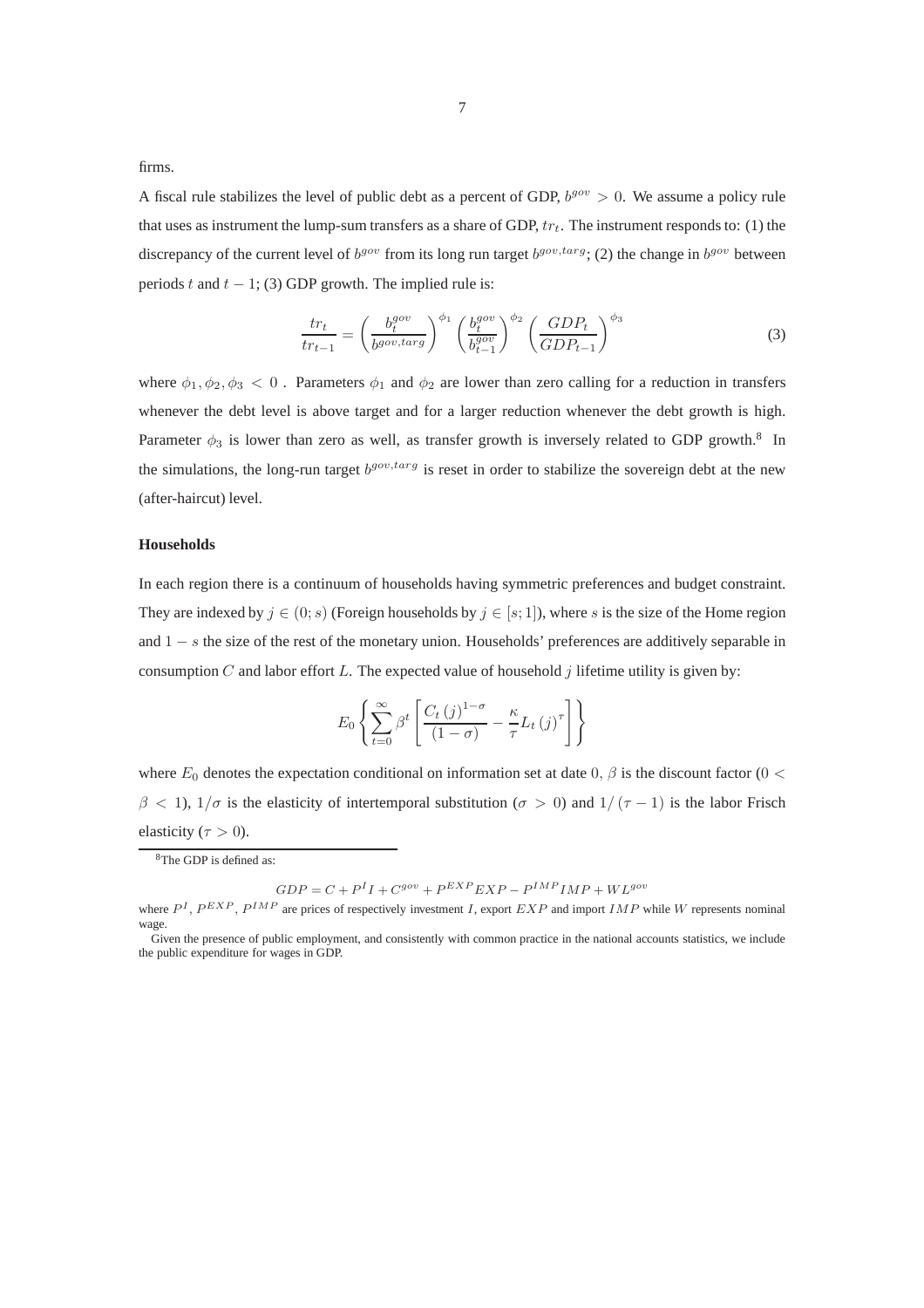firms.

A fiscal rule stabilizes the level of public debt as a percent of GDP, $b^{gov} > 0$. We assume a policy rule that uses as instrument the lump-sum transfers as a share of GDP, $tr_t$. The instrument responds to: (1) the discrepancy of the current level of $b^{gov}$ from its long run target $b^{gov,targ}$; (2) the change in $b^{gov}$ between periods $t$ and $t-1$; (3) GDP growth. The implied rule is:

$$\frac{tr_t}{tr_{t-1}} = \left(\frac{b_t^{gov}}{b^{gov,targ}}\right)^{\phi_1} \left(\frac{b_t^{gov}}{b_{t-1}^{gov}}\right)^{\phi_2} \left(\frac{GDP_t}{GDP_{t-1}}\right)^{\phi_3} \tag{3}$$

where $\phi_1, \phi_2, \phi_3 < 0$ . Parameters $\phi_1$ and $\phi_2$ are lower than zero calling for a reduction in transfers whenever the debt level is above target and for a larger reduction whenever the debt growth is high. Parameter $\phi_3$ is lower than zero as well, as transfer growth is inversely related to GDP growth.[8] In the simulations, the long-run target $b^{gov,targ}$ is reset in order to stabilize the sovereign debt at the new (after-haircut) level.

**Households**

In each region there is a continuum of households having symmetric preferences and budget constraint. They are indexed by $j \in (0; s)$ (Foreign households by $j \in [s; 1]$), where $s$ is the size of the Home region and $1 - s$ the size of the rest of the monetary union. Households' preferences are additively separable in consumption $C$ and labor effort $L$. The expected value of household $j$ lifetime utility is given by:

$$E_0 \left\{ \sum_{t=0}^{\infty} \beta^t \left[ \frac{C_t(j)^{1-\sigma}}{(1-\sigma)} - \frac{\kappa}{\tau} L_t(j)^{\tau} \right] \right\}$$

where $E_0$ denotes the expectation conditional on information set at date $0$, $\beta$ is the discount factor ($0 < \beta < 1$), $1/\sigma$ is the elasticity of intertemporal substitution ($\sigma > 0$) and $1/(\tau - 1)$ is the labor Frisch elasticity ($\tau > 0$).

[8]The GDP is defined as:

$$GDP = C + P^I I + C^{gov} + P^{EXP} EXP - P^{IMP} IMP + WL^{gov}$$

where $P^I$, $P^{EXP}$, $P^{IMP}$ are prices of respectively investment $I$, export $EXP$ and import $IMP$ while $W$ represents nominal wage.

Given the presence of public employment, and consistently with common practice in the national accounts statistics, we include the public expenditure for wages in GDP.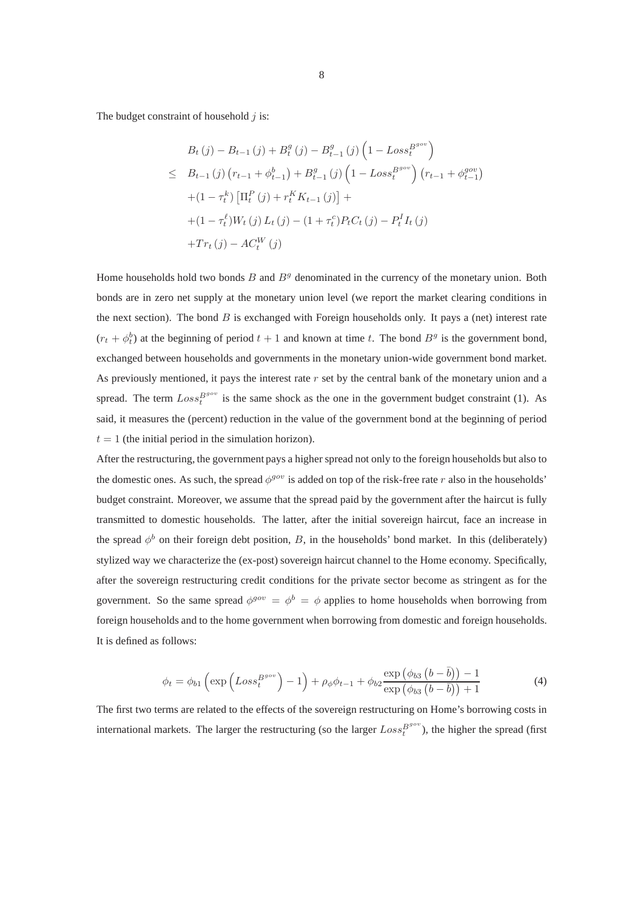The budget constraint of household $j$ is:

$$
\begin{aligned}
& B_t(j) - B_{t-1}(j) + B_t^g(j) - B_{t-1}^g(j)\left(1 - Loss_t^{B^{gov}}\right) \\
\leq \quad & B_{t-1}(j)\left(r_{t-1} + \phi_{t-1}^b\right) + B_{t-1}^g(j)\left(1 - Loss_t^{B^{gov}}\right)\left(r_{t-1} + \phi_{t-1}^{gov}\right) \\
& +(1-\tau_t^k)\left[\Pi_t^P(j) + r_t^K K_{t-1}(j)\right] + \\
& +(1-\tau_t^\ell)W_t(j)L_t(j) - (1+\tau_t^c)P_t C_t(j) - P_t^I I_t(j) \\
& +Tr_t(j) - AC_t^W(j)
\end{aligned}
$$

Home households hold two bonds $B$ and $B^g$ denominated in the currency of the monetary union. Both bonds are in zero net supply at the monetary union level (we report the market clearing conditions in the next section). The bond $B$ is exchanged with Foreign households only. It pays a (net) interest rate $(r_t + \phi_t^b)$ at the beginning of period $t+1$ and known at time $t$. The bond $B^g$ is the government bond, exchanged between households and governments in the monetary union-wide government bond market. As previously mentioned, it pays the interest rate $r$ set by the central bank of the monetary union and a spread. The term $Loss_t^{B^{gov}}$ is the same shock as the one in the government budget constraint (1). As said, it measures the (percent) reduction in the value of the government bond at the beginning of period $t = 1$ (the initial period in the simulation horizon).

After the restructuring, the government pays a higher spread not only to the foreign households but also to the domestic ones. As such, the spread $\phi^{gov}$ is added on top of the risk-free rate $r$ also in the households' budget constraint. Moreover, we assume that the spread paid by the government after the haircut is fully transmitted to domestic households. The latter, after the initial sovereign haircut, face an increase in the spread $\phi^b$ on their foreign debt position, $B$, in the households' bond market. In this (deliberately) stylized way we characterize the (ex-post) sovereign haircut channel to the Home economy. Specifically, after the sovereign restructuring credit conditions for the private sector become as stringent as for the government. So the same spread $\phi^{gov} = \phi^b = \phi$ applies to home households when borrowing from foreign households and to the home government when borrowing from domestic and foreign households. It is defined as follows:

$$
\phi_t = \phi_{b1}\left(\exp\left(Loss_t^{B^{gov}}\right) - 1\right) + \rho_\phi \phi_{t-1} + \phi_{b2}\frac{\exp\left(\phi_{b3}\left(b - \bar{b}\right)\right) - 1}{\exp\left(\phi_{b3}\left(b - \bar{b}\right)\right) + 1} \tag{4}
$$

The first two terms are related to the effects of the sovereign restructuring on Home's borrowing costs in international markets. The larger the restructuring (so the larger $Loss_t^{B^{gov}}$), the higher the spread (first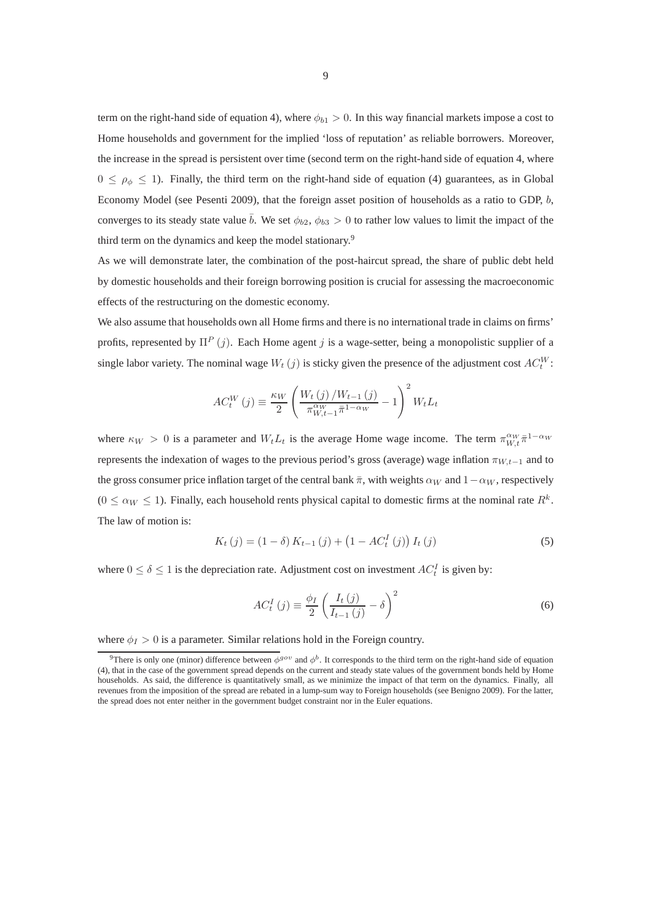term on the right-hand side of equation 4), where $\phi_{b1} > 0$. In this way financial markets impose a cost to Home households and government for the implied 'loss of reputation' as reliable borrowers. Moreover, the increase in the spread is persistent over time (second term on the right-hand side of equation 4, where $0 \leq \rho_{\phi} \leq 1$). Finally, the third term on the right-hand side of equation (4) guarantees, as in Global Economy Model (see Pesenti 2009), that the foreign asset position of households as a ratio to GDP, $b$, converges to its steady state value $\bar{b}$. We set $\phi_{b2}$, $\phi_{b3} > 0$ to rather low values to limit the impact of the third term on the dynamics and keep the model stationary.[9]

As we will demonstrate later, the combination of the post-haircut spread, the share of public debt held by domestic households and their foreign borrowing position is crucial for assessing the macroeconomic effects of the restructuring on the domestic economy.

We also assume that households own all Home firms and there is no international trade in claims on firms' profits, represented by $\Pi^P(j)$. Each Home agent $j$ is a wage-setter, being a monopolistic supplier of a single labor variety. The nominal wage $W_t(j)$ is sticky given the presence of the adjustment cost $AC_t^W$:

$$AC_t^W(j) \equiv \frac{\kappa_W}{2}\left(\frac{W_t(j)/W_{t-1}(j)}{\pi_{W,t-1}^{\alpha_W}\bar{\pi}^{1-\alpha_W}} - 1\right)^2 W_t L_t$$

where $\kappa_W > 0$ is a parameter and $W_t L_t$ is the average Home wage income. The term $\pi_{W,t}^{\alpha_W}\bar{\pi}^{1-\alpha_W}$ represents the indexation of wages to the previous period's gross (average) wage inflation $\pi_{W,t-1}$ and to the gross consumer price inflation target of the central bank $\bar{\pi}$, with weights $\alpha_W$ and $1-\alpha_W$, respectively ($0 \leq \alpha_W \leq 1$). Finally, each household rents physical capital to domestic firms at the nominal rate $R^k$. The law of motion is:

$$K_t(j) = (1-\delta) K_{t-1}(j) + \left(1 - AC_t^I(j)\right) I_t(j) \tag{5}$$

where $0 \leq \delta \leq 1$ is the depreciation rate. Adjustment cost on investment $AC_t^I$ is given by:

$$AC_t^I(j) \equiv \frac{\phi_I}{2}\left(\frac{I_t(j)}{I_{t-1}(j)} - \delta\right)^2 \tag{6}$$

where $\phi_I > 0$ is a parameter. Similar relations hold in the Foreign country.

[9] There is only one (minor) difference between $\phi^{gov}$ and $\phi^b$. It corresponds to the third term on the right-hand side of equation (4), that in the case of the government spread depends on the current and steady state values of the government bonds held by Home households. As said, the difference is quantitatively small, as we minimize the impact of that term on the dynamics. Finally, all revenues from the imposition of the spread are rebated in a lump-sum way to Foreign households (see Benigno 2009). For the latter, the spread does not enter neither in the government budget constraint nor in the Euler equations.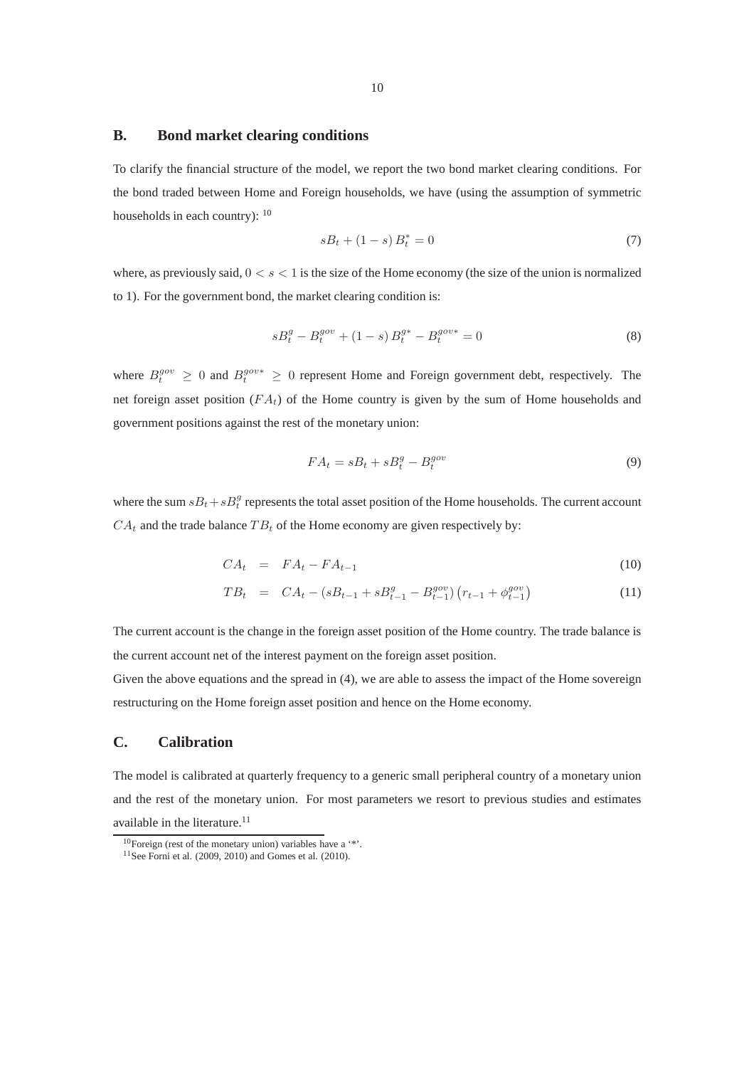## B. Bond market clearing conditions

To clarify the financial structure of the model, we report the two bond market clearing conditions. For the bond traded between Home and Foreign households, we have (using the assumption of symmetric households in each country): [10]

$$sB_t + (1-s)\, B_t^* = 0 \tag{7}$$

where, as previously said, $0 < s < 1$ is the size of the Home economy (the size of the union is normalized to 1). For the government bond, the market clearing condition is:

$$sB_t^g - B_t^{gov} + (1-s)\, B_t^{g*} - B_t^{gov*} = 0 \tag{8}$$

where $B_t^{gov} \geq 0$ and $B_t^{gov*} \geq 0$ represent Home and Foreign government debt, respectively. The net foreign asset position ($FA_t$) of the Home country is given by the sum of Home households and government positions against the rest of the monetary union:

$$FA_t = sB_t + sB_t^g - B_t^{gov} \tag{9}$$

where the sum $sB_t + sB_t^g$ represents the total asset position of the Home households. The current account $CA_t$ and the trade balance $TB_t$ of the Home economy are given respectively by:

$$CA_t = FA_t - FA_{t-1} \tag{10}$$

$$TB_t = CA_t - \left(sB_{t-1} + sB_{t-1}^g - B_{t-1}^{gov}\right)\left(r_{t-1} + \phi_{t-1}^{gov}\right) \tag{11}$$

The current account is the change in the foreign asset position of the Home country. The trade balance is the current account net of the interest payment on the foreign asset position.

Given the above equations and the spread in (4), we are able to assess the impact of the Home sovereign restructuring on the Home foreign asset position and hence on the Home economy.

## C. Calibration

The model is calibrated at quarterly frequency to a generic small peripheral country of a monetary union and the rest of the monetary union. For most parameters we resort to previous studies and estimates available in the literature.[11]

[10] Foreign (rest of the monetary union) variables have a '*'.

[11] See Forni et al. (2009, 2010) and Gomes et al. (2010).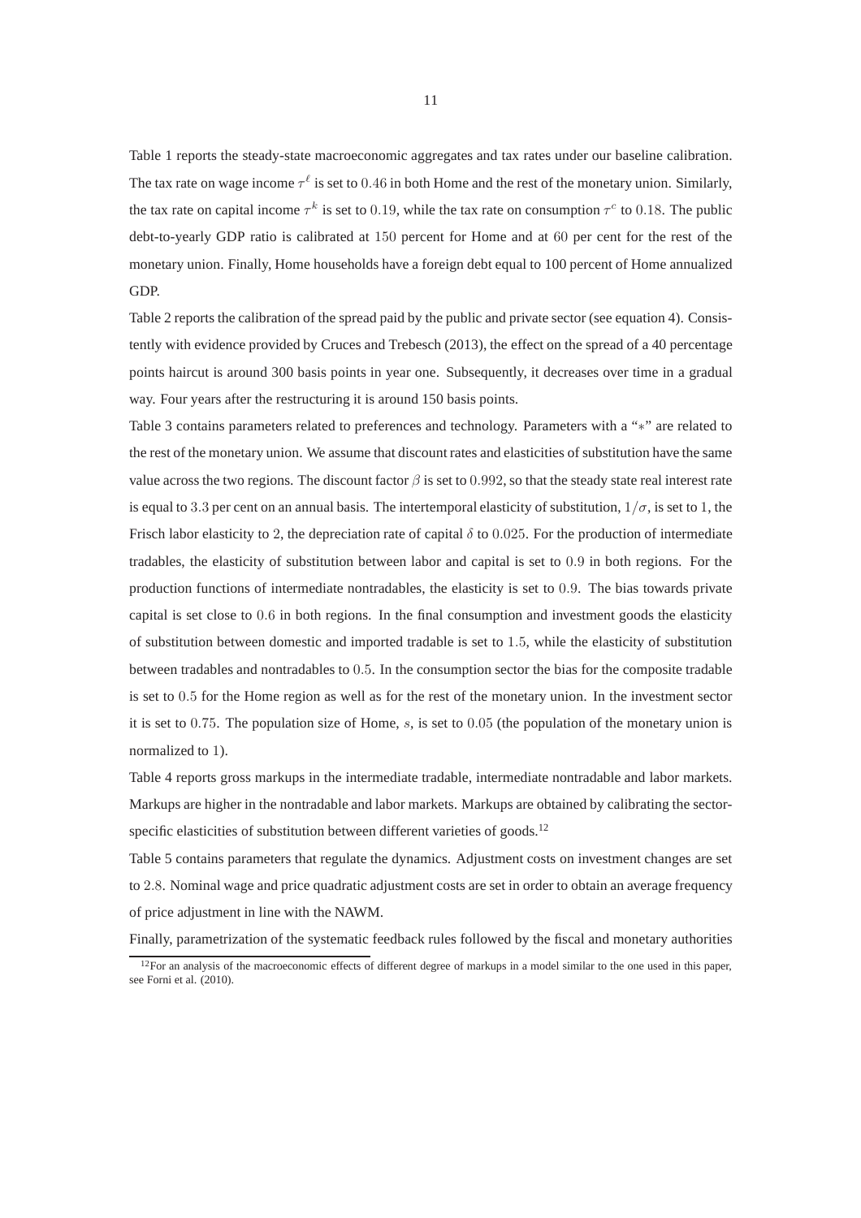Table 1 reports the steady-state macroeconomic aggregates and tax rates under our baseline calibration. The tax rate on wage income $\tau^{\ell}$ is set to $0.46$ in both Home and the rest of the monetary union. Similarly, the tax rate on capital income $\tau^{k}$ is set to $0.19$, while the tax rate on consumption $\tau^{c}$ to $0.18$. The public debt-to-yearly GDP ratio is calibrated at $150$ percent for Home and at $60$ per cent for the rest of the monetary union. Finally, Home households have a foreign debt equal to 100 percent of Home annualized GDP.

Table 2 reports the calibration of the spread paid by the public and private sector (see equation 4). Consistently with evidence provided by Cruces and Trebesch (2013), the effect on the spread of a 40 percentage points haircut is around 300 basis points in year one. Subsequently, it decreases over time in a gradual way. Four years after the restructuring it is around 150 basis points.

Table 3 contains parameters related to preferences and technology. Parameters with a "$*$" are related to the rest of the monetary union. We assume that discount rates and elasticities of substitution have the same value across the two regions. The discount factor $\beta$ is set to $0.992$, so that the steady state real interest rate is equal to $3.3$ per cent on an annual basis. The intertemporal elasticity of substitution, $1/\sigma$, is set to 1, the Frisch labor elasticity to 2, the depreciation rate of capital $\delta$ to $0.025$. For the production of intermediate tradables, the elasticity of substitution between labor and capital is set to $0.9$ in both regions. For the production functions of intermediate nontradables, the elasticity is set to $0.9$. The bias towards private capital is set close to $0.6$ in both regions. In the final consumption and investment goods the elasticity of substitution between domestic and imported tradable is set to $1.5$, while the elasticity of substitution between tradables and nontradables to $0.5$. In the consumption sector the bias for the composite tradable is set to $0.5$ for the Home region as well as for the rest of the monetary union. In the investment sector it is set to $0.75$. The population size of Home, $s$, is set to $0.05$ (the population of the monetary union is normalized to $1$).

Table 4 reports gross markups in the intermediate tradable, intermediate nontradable and labor markets. Markups are higher in the nontradable and labor markets. Markups are obtained by calibrating the sector-specific elasticities of substitution between different varieties of goods.[12]

Table 5 contains parameters that regulate the dynamics. Adjustment costs on investment changes are set to $2.8$. Nominal wage and price quadratic adjustment costs are set in order to obtain an average frequency of price adjustment in line with the NAWM.

Finally, parametrization of the systematic feedback rules followed by the fiscal and monetary authorities

[12] For an analysis of the macroeconomic effects of different degree of markups in a model similar to the one used in this paper, see Forni et al. (2010).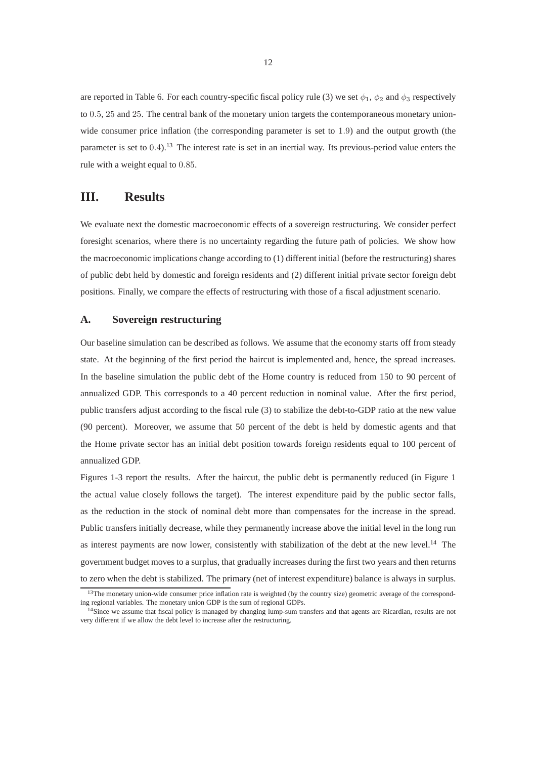are reported in Table 6. For each country-specific fiscal policy rule (3) we set $\phi_1$, $\phi_2$ and $\phi_3$ respectively to $0.5$, $25$ and $25$. The central bank of the monetary union targets the contemporaneous monetary union-wide consumer price inflation (the corresponding parameter is set to $1.9$) and the output growth (the parameter is set to $0.4$).[13] The interest rate is set in an inertial way. Its previous-period value enters the rule with a weight equal to $0.85$.

# III. Results

We evaluate next the domestic macroeconomic effects of a sovereign restructuring. We consider perfect foresight scenarios, where there is no uncertainty regarding the future path of policies. We show how the macroeconomic implications change according to (1) different initial (before the restructuring) shares of public debt held by domestic and foreign residents and (2) different initial private sector foreign debt positions. Finally, we compare the effects of restructuring with those of a fiscal adjustment scenario.

## A. Sovereign restructuring

Our baseline simulation can be described as follows. We assume that the economy starts off from steady state. At the beginning of the first period the haircut is implemented and, hence, the spread increases. In the baseline simulation the public debt of the Home country is reduced from 150 to 90 percent of annualized GDP. This corresponds to a 40 percent reduction in nominal value. After the first period, public transfers adjust according to the fiscal rule (3) to stabilize the debt-to-GDP ratio at the new value (90 percent). Moreover, we assume that 50 percent of the debt is held by domestic agents and that the Home private sector has an initial debt position towards foreign residents equal to 100 percent of annualized GDP.

Figures 1-3 report the results. After the haircut, the public debt is permanently reduced (in Figure 1 the actual value closely follows the target). The interest expenditure paid by the public sector falls, as the reduction in the stock of nominal debt more than compensates for the increase in the spread. Public transfers initially decrease, while they permanently increase above the initial level in the long run as interest payments are now lower, consistently with stabilization of the debt at the new level.[14] The government budget moves to a surplus, that gradually increases during the first two years and then returns to zero when the debt is stabilized. The primary (net of interest expenditure) balance is always in surplus.

[13] The monetary union-wide consumer price inflation rate is weighted (by the country size) geometric average of the corresponding regional variables. The monetary union GDP is the sum of regional GDPs.

[14] Since we assume that fiscal policy is managed by changing lump-sum transfers and that agents are Ricardian, results are not very different if we allow the debt level to increase after the restructuring.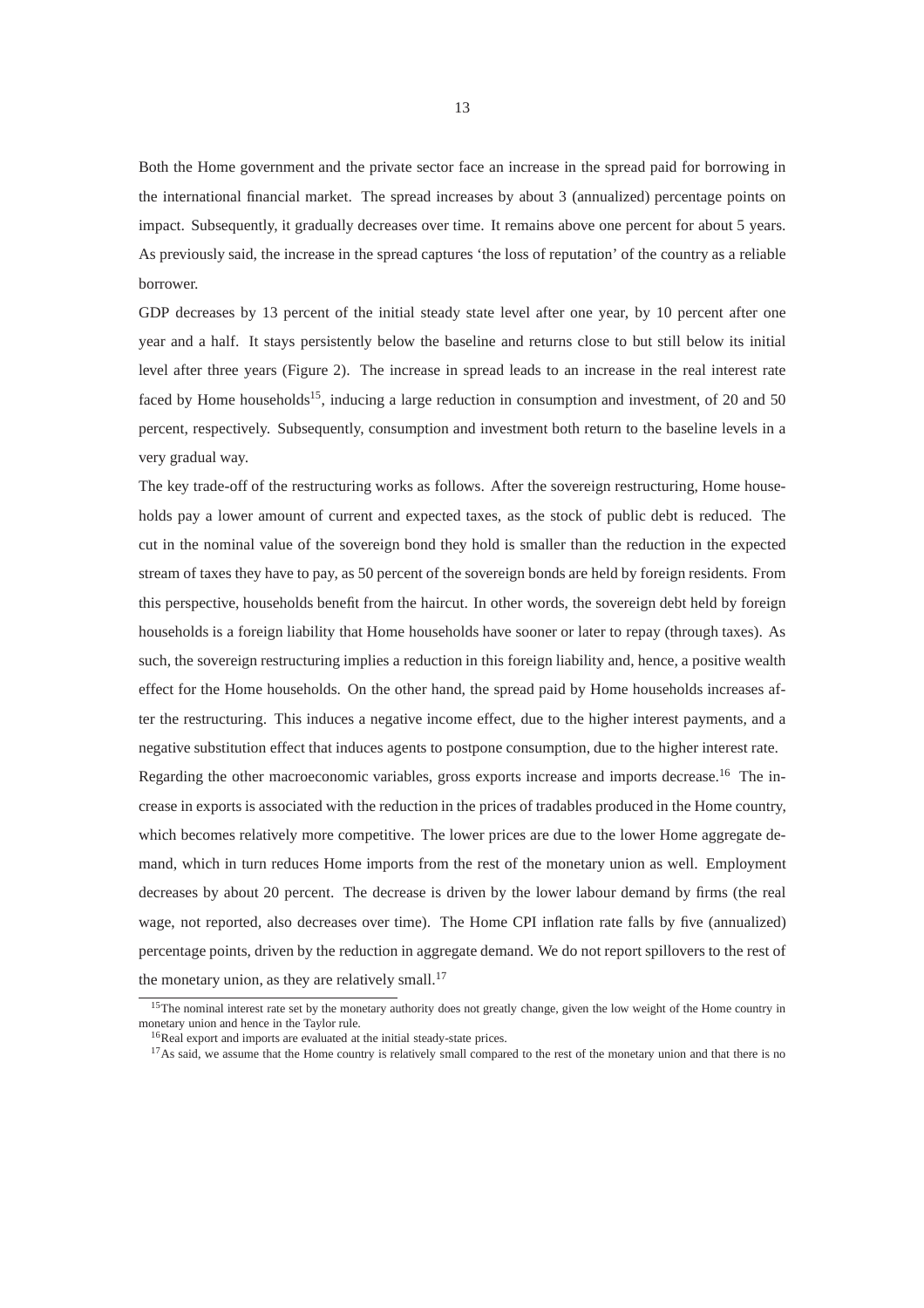Both the Home government and the private sector face an increase in the spread paid for borrowing in the international financial market. The spread increases by about 3 (annualized) percentage points on impact. Subsequently, it gradually decreases over time. It remains above one percent for about 5 years. As previously said, the increase in the spread captures 'the loss of reputation' of the country as a reliable borrower.

GDP decreases by 13 percent of the initial steady state level after one year, by 10 percent after one year and a half. It stays persistently below the baseline and returns close to but still below its initial level after three years (Figure 2). The increase in spread leads to an increase in the real interest rate faced by Home households[15], inducing a large reduction in consumption and investment, of 20 and 50 percent, respectively. Subsequently, consumption and investment both return to the baseline levels in a very gradual way.

The key trade-off of the restructuring works as follows. After the sovereign restructuring, Home households pay a lower amount of current and expected taxes, as the stock of public debt is reduced. The cut in the nominal value of the sovereign bond they hold is smaller than the reduction in the expected stream of taxes they have to pay, as 50 percent of the sovereign bonds are held by foreign residents. From this perspective, households benefit from the haircut. In other words, the sovereign debt held by foreign households is a foreign liability that Home households have sooner or later to repay (through taxes). As such, the sovereign restructuring implies a reduction in this foreign liability and, hence, a positive wealth effect for the Home households. On the other hand, the spread paid by Home households increases after the restructuring. This induces a negative income effect, due to the higher interest payments, and a negative substitution effect that induces agents to postpone consumption, due to the higher interest rate.

Regarding the other macroeconomic variables, gross exports increase and imports decrease.[16] The increase in exports is associated with the reduction in the prices of tradables produced in the Home country, which becomes relatively more competitive. The lower prices are due to the lower Home aggregate demand, which in turn reduces Home imports from the rest of the monetary union as well. Employment decreases by about 20 percent. The decrease is driven by the lower labour demand by firms (the real wage, not reported, also decreases over time). The Home CPI inflation rate falls by five (annualized) percentage points, driven by the reduction in aggregate demand. We do not report spillovers to the rest of the monetary union, as they are relatively small.[17]

---

[15] The nominal interest rate set by the monetary authority does not greatly change, given the low weight of the Home country in monetary union and hence in the Taylor rule.

[16] Real export and imports are evaluated at the initial steady-state prices.

[17] As said, we assume that the Home country is relatively small compared to the rest of the monetary union and that there is no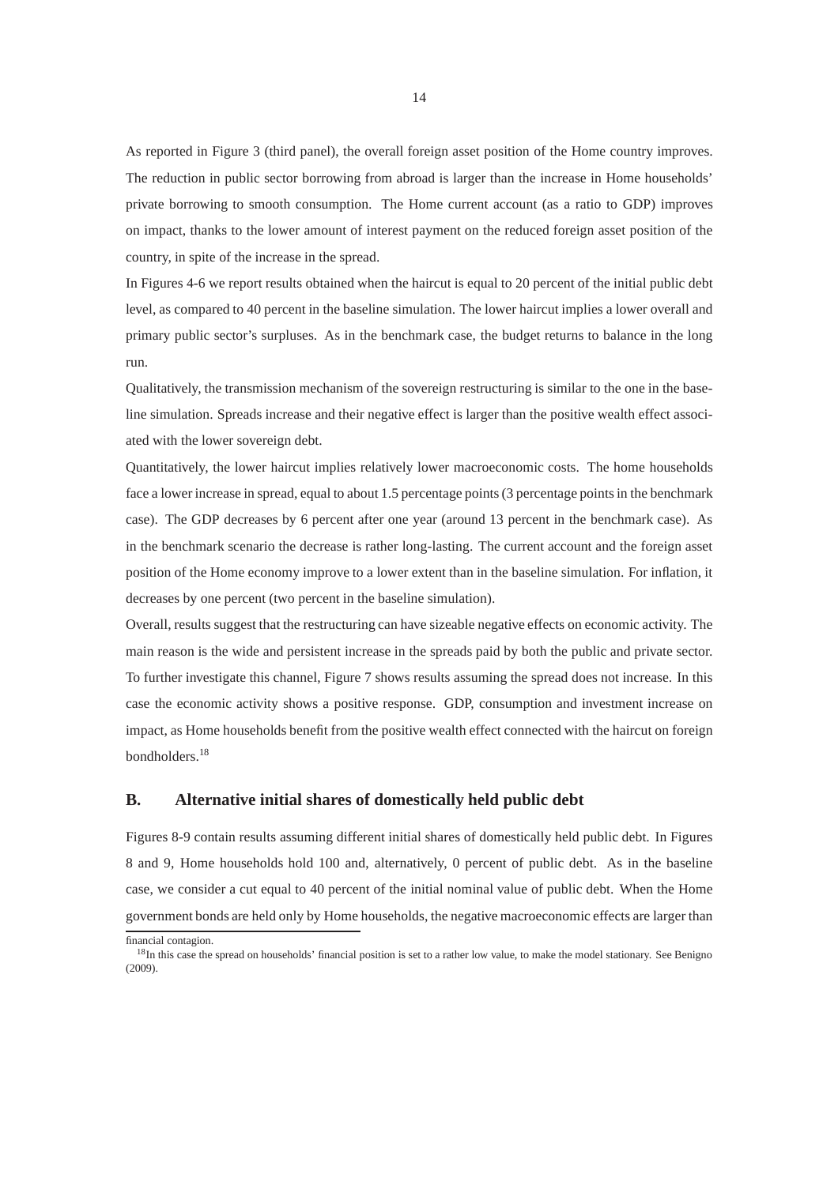As reported in Figure 3 (third panel), the overall foreign asset position of the Home country improves. The reduction in public sector borrowing from abroad is larger than the increase in Home households' private borrowing to smooth consumption. The Home current account (as a ratio to GDP) improves on impact, thanks to the lower amount of interest payment on the reduced foreign asset position of the country, in spite of the increase in the spread.

In Figures 4-6 we report results obtained when the haircut is equal to 20 percent of the initial public debt level, as compared to 40 percent in the baseline simulation. The lower haircut implies a lower overall and primary public sector's surpluses. As in the benchmark case, the budget returns to balance in the long run.

Qualitatively, the transmission mechanism of the sovereign restructuring is similar to the one in the baseline simulation. Spreads increase and their negative effect is larger than the positive wealth effect associated with the lower sovereign debt.

Quantitatively, the lower haircut implies relatively lower macroeconomic costs. The home households face a lower increase in spread, equal to about 1.5 percentage points (3 percentage points in the benchmark case). The GDP decreases by 6 percent after one year (around 13 percent in the benchmark case). As in the benchmark scenario the decrease is rather long-lasting. The current account and the foreign asset position of the Home economy improve to a lower extent than in the baseline simulation. For inflation, it decreases by one percent (two percent in the baseline simulation).

Overall, results suggest that the restructuring can have sizeable negative effects on economic activity. The main reason is the wide and persistent increase in the spreads paid by both the public and private sector. To further investigate this channel, Figure 7 shows results assuming the spread does not increase. In this case the economic activity shows a positive response. GDP, consumption and investment increase on impact, as Home households benefit from the positive wealth effect connected with the haircut on foreign bondholders.[18]

## B. Alternative initial shares of domestically held public debt

Figures 8-9 contain results assuming different initial shares of domestically held public debt. In Figures 8 and 9, Home households hold 100 and, alternatively, 0 percent of public debt. As in the baseline case, we consider a cut equal to 40 percent of the initial nominal value of public debt. When the Home government bonds are held only by Home households, the negative macroeconomic effects are larger than

financial contagion.

[18] In this case the spread on households' financial position is set to a rather low value, to make the model stationary. See Benigno (2009).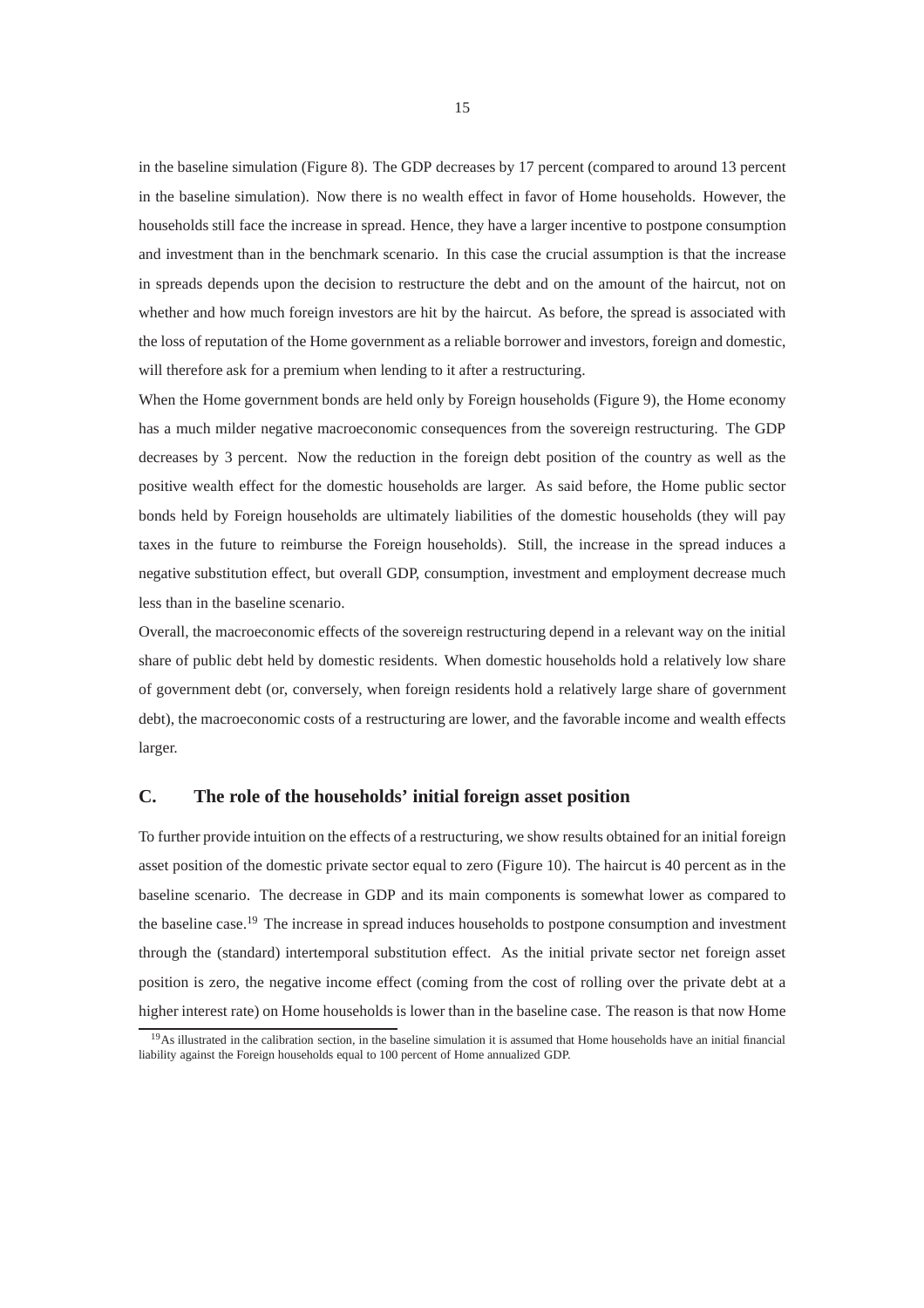in the baseline simulation (Figure 8). The GDP decreases by 17 percent (compared to around 13 percent in the baseline simulation). Now there is no wealth effect in favor of Home households. However, the households still face the increase in spread. Hence, they have a larger incentive to postpone consumption and investment than in the benchmark scenario. In this case the crucial assumption is that the increase in spreads depends upon the decision to restructure the debt and on the amount of the haircut, not on whether and how much foreign investors are hit by the haircut. As before, the spread is associated with the loss of reputation of the Home government as a reliable borrower and investors, foreign and domestic, will therefore ask for a premium when lending to it after a restructuring.

When the Home government bonds are held only by Foreign households (Figure 9), the Home economy has a much milder negative macroeconomic consequences from the sovereign restructuring. The GDP decreases by 3 percent. Now the reduction in the foreign debt position of the country as well as the positive wealth effect for the domestic households are larger. As said before, the Home public sector bonds held by Foreign households are ultimately liabilities of the domestic households (they will pay taxes in the future to reimburse the Foreign households). Still, the increase in the spread induces a negative substitution effect, but overall GDP, consumption, investment and employment decrease much less than in the baseline scenario.

Overall, the macroeconomic effects of the sovereign restructuring depend in a relevant way on the initial share of public debt held by domestic residents. When domestic households hold a relatively low share of government debt (or, conversely, when foreign residents hold a relatively large share of government debt), the macroeconomic costs of a restructuring are lower, and the favorable income and wealth effects larger.

## C. The role of the households' initial foreign asset position

To further provide intuition on the effects of a restructuring, we show results obtained for an initial foreign asset position of the domestic private sector equal to zero (Figure 10). The haircut is 40 percent as in the baseline scenario. The decrease in GDP and its main components is somewhat lower as compared to the baseline case.[19] The increase in spread induces households to postpone consumption and investment through the (standard) intertemporal substitution effect. As the initial private sector net foreign asset position is zero, the negative income effect (coming from the cost of rolling over the private debt at a higher interest rate) on Home households is lower than in the baseline case. The reason is that now Home

[19] As illustrated in the calibration section, in the baseline simulation it is assumed that Home households have an initial financial liability against the Foreign households equal to 100 percent of Home annualized GDP.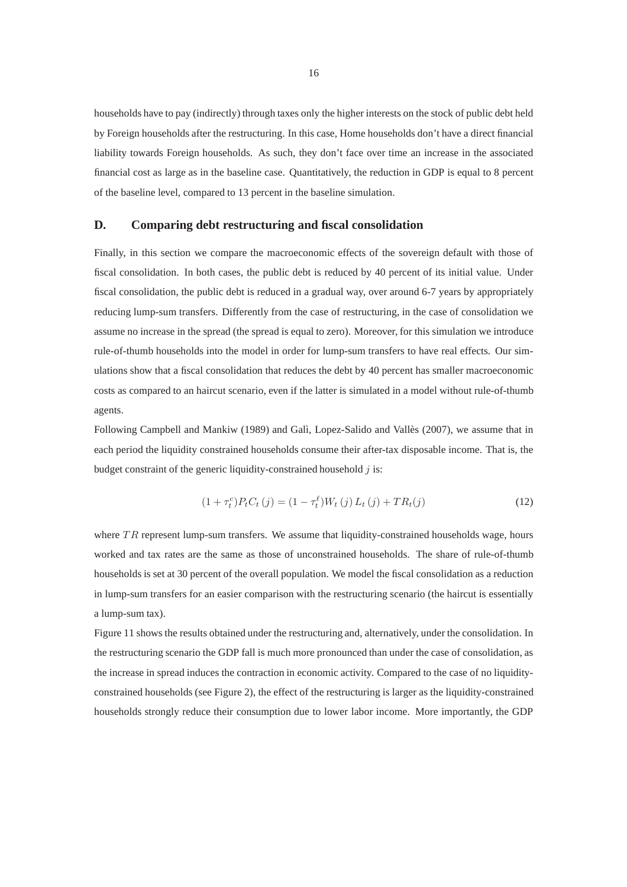households have to pay (indirectly) through taxes only the higher interests on the stock of public debt held by Foreign households after the restructuring. In this case, Home households don't have a direct financial liability towards Foreign households. As such, they don't face over time an increase in the associated financial cost as large as in the baseline case. Quantitatively, the reduction in GDP is equal to 8 percent of the baseline level, compared to 13 percent in the baseline simulation.

## D. Comparing debt restructuring and fiscal consolidation

Finally, in this section we compare the macroeconomic effects of the sovereign default with those of fiscal consolidation. In both cases, the public debt is reduced by 40 percent of its initial value. Under fiscal consolidation, the public debt is reduced in a gradual way, over around 6-7 years by appropriately reducing lump-sum transfers. Differently from the case of restructuring, in the case of consolidation we assume no increase in the spread (the spread is equal to zero). Moreover, for this simulation we introduce rule-of-thumb households into the model in order for lump-sum transfers to have real effects. Our simulations show that a fiscal consolidation that reduces the debt by 40 percent has smaller macroeconomic costs as compared to an haircut scenario, even if the latter is simulated in a model without rule-of-thumb agents.

Following Campbell and Mankiw (1989) and Galì, Lopez-Salido and Vallès (2007), we assume that in each period the liquidity constrained households consume their after-tax disposable income. That is, the budget constraint of the generic liquidity-constrained household $j$ is:

$$(1+\tau_t^c)P_t C_t\,(j) = (1-\tau_t^\ell)W_t\,(j)\,L_t\,(j) + TR_t(j) \tag{12}$$

where $TR$ represent lump-sum transfers. We assume that liquidity-constrained households wage, hours worked and tax rates are the same as those of unconstrained households. The share of rule-of-thumb households is set at 30 percent of the overall population. We model the fiscal consolidation as a reduction in lump-sum transfers for an easier comparison with the restructuring scenario (the haircut is essentially a lump-sum tax).

Figure 11 shows the results obtained under the restructuring and, alternatively, under the consolidation. In the restructuring scenario the GDP fall is much more pronounced than under the case of consolidation, as the increase in spread induces the contraction in economic activity. Compared to the case of no liquidity-constrained households (see Figure 2), the effect of the restructuring is larger as the liquidity-constrained households strongly reduce their consumption due to lower labor income. More importantly, the GDP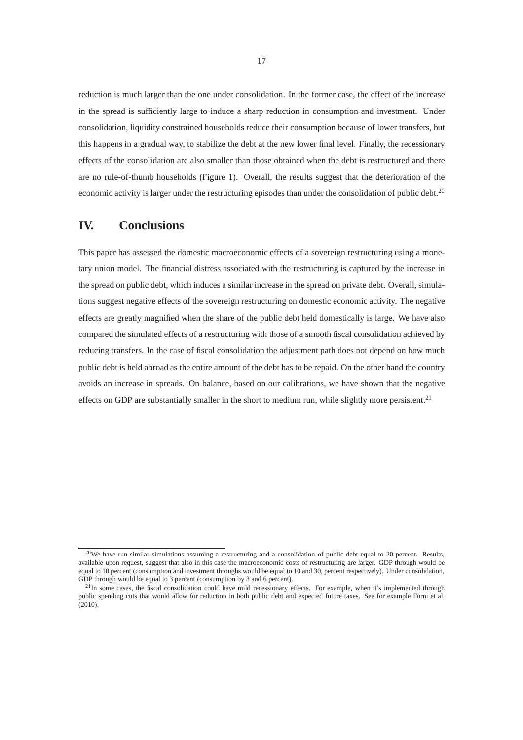reduction is much larger than the one under consolidation. In the former case, the effect of the increase in the spread is sufficiently large to induce a sharp reduction in consumption and investment. Under consolidation, liquidity constrained households reduce their consumption because of lower transfers, but this happens in a gradual way, to stabilize the debt at the new lower final level. Finally, the recessionary effects of the consolidation are also smaller than those obtained when the debt is restructured and there are no rule-of-thumb households (Figure 1). Overall, the results suggest that the deterioration of the economic activity is larger under the restructuring episodes than under the consolidation of public debt.[20]

# IV. Conclusions

This paper has assessed the domestic macroeconomic effects of a sovereign restructuring using a monetary union model. The financial distress associated with the restructuring is captured by the increase in the spread on public debt, which induces a similar increase in the spread on private debt. Overall, simulations suggest negative effects of the sovereign restructuring on domestic economic activity. The negative effects are greatly magnified when the share of the public debt held domestically is large. We have also compared the simulated effects of a restructuring with those of a smooth fiscal consolidation achieved by reducing transfers. In the case of fiscal consolidation the adjustment path does not depend on how much public debt is held abroad as the entire amount of the debt has to be repaid. On the other hand the country avoids an increase in spreads. On balance, based on our calibrations, we have shown that the negative effects on GDP are substantially smaller in the short to medium run, while slightly more persistent.[21]

---

[20] We have run similar simulations assuming a restructuring and a consolidation of public debt equal to 20 percent. Results, available upon request, suggest that also in this case the macroeconomic costs of restructuring are larger. GDP through would be equal to 10 percent (consumption and investment throughs would be equal to 10 and 30, percent respectively). Under consolidation, GDP through would be equal to 3 percent (consumption by 3 and 6 percent).

[21] In some cases, the fiscal consolidation could have mild recessionary effects. For example, when it's implemented through public spending cuts that would allow for reduction in both public debt and expected future taxes. See for example Forni et al. (2010).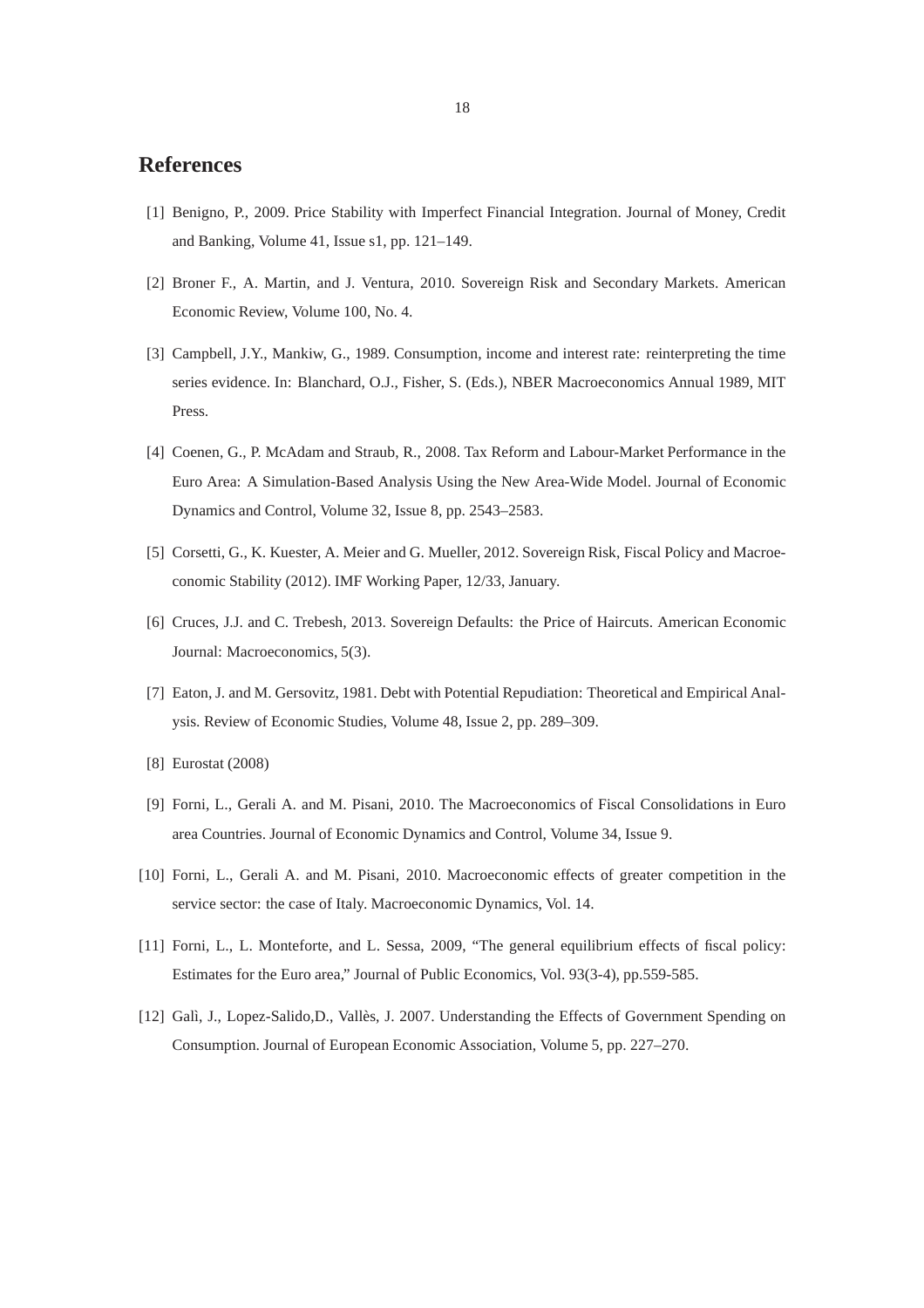# References

[1] Benigno, P., 2009. Price Stability with Imperfect Financial Integration. Journal of Money, Credit and Banking, Volume 41, Issue s1, pp. 121–149.

[2] Broner F., A. Martin, and J. Ventura, 2010. Sovereign Risk and Secondary Markets. American Economic Review, Volume 100, No. 4.

[3] Campbell, J.Y., Mankiw, G., 1989. Consumption, income and interest rate: reinterpreting the time series evidence. In: Blanchard, O.J., Fisher, S. (Eds.), NBER Macroeconomics Annual 1989, MIT Press.

[4] Coenen, G., P. McAdam and Straub, R., 2008. Tax Reform and Labour-Market Performance in the Euro Area: A Simulation-Based Analysis Using the New Area-Wide Model. Journal of Economic Dynamics and Control, Volume 32, Issue 8, pp. 2543–2583.

[5] Corsetti, G., K. Kuester, A. Meier and G. Mueller, 2012. Sovereign Risk, Fiscal Policy and Macroeconomic Stability (2012). IMF Working Paper, 12/33, January.

[6] Cruces, J.J. and C. Trebesh, 2013. Sovereign Defaults: the Price of Haircuts. American Economic Journal: Macroeconomics, 5(3).

[7] Eaton, J. and M. Gersovitz, 1981. Debt with Potential Repudiation: Theoretical and Empirical Analysis. Review of Economic Studies, Volume 48, Issue 2, pp. 289–309.

[8] Eurostat (2008)

[9] Forni, L., Gerali A. and M. Pisani, 2010. The Macroeconomics of Fiscal Consolidations in Euro area Countries. Journal of Economic Dynamics and Control, Volume 34, Issue 9.

[10] Forni, L., Gerali A. and M. Pisani, 2010. Macroeconomic effects of greater competition in the service sector: the case of Italy. Macroeconomic Dynamics, Vol. 14.

[11] Forni, L., L. Monteforte, and L. Sessa, 2009, "The general equilibrium effects of fiscal policy: Estimates for the Euro area," Journal of Public Economics, Vol. 93(3-4), pp.559-585.

[12] Galì, J., Lopez-Salido,D., Vallès, J. 2007. Understanding the Effects of Government Spending on Consumption. Journal of European Economic Association, Volume 5, pp. 227–270.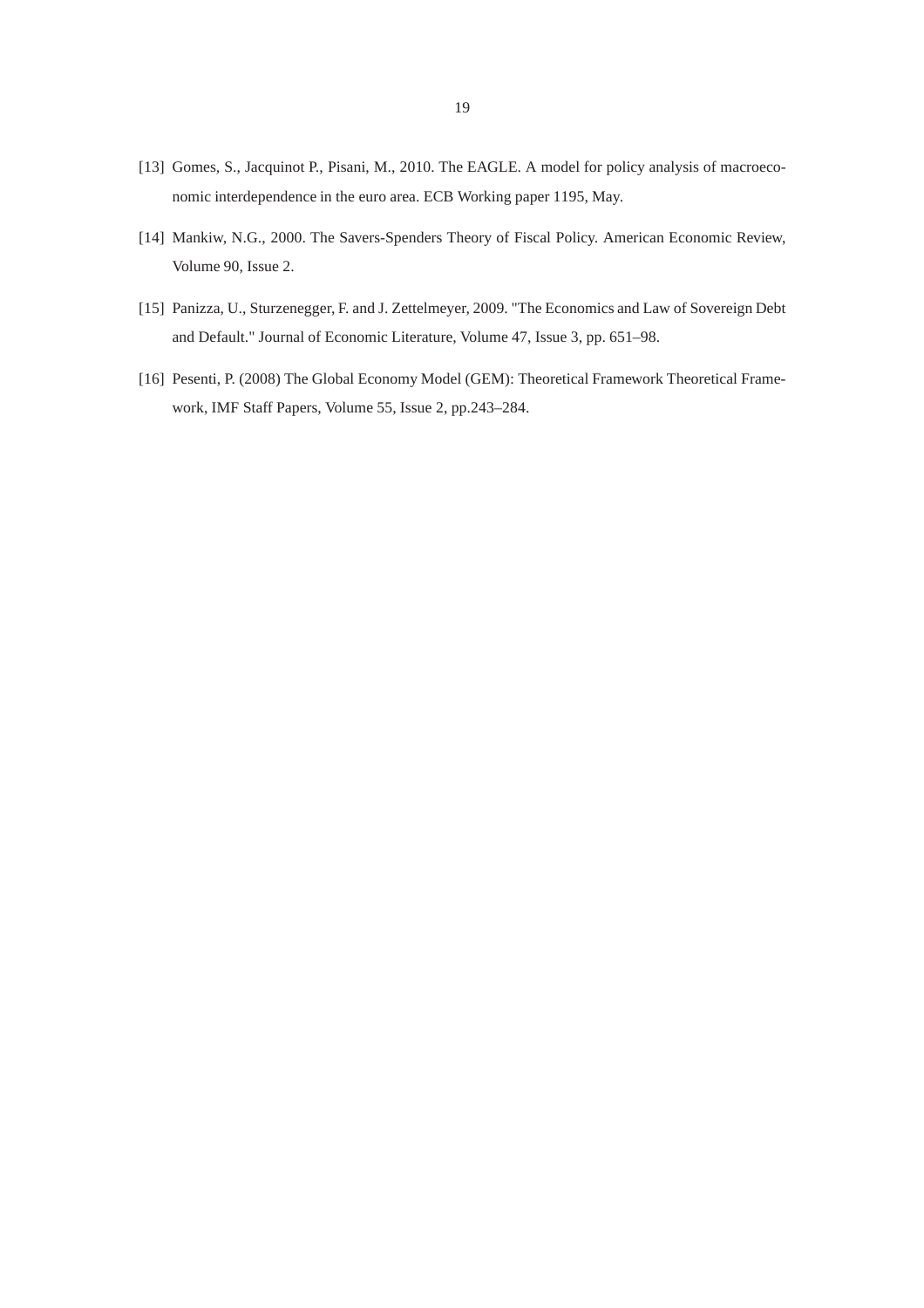[13] Gomes, S., Jacquinot P., Pisani, M., 2010. The EAGLE. A model for policy analysis of macroeconomic interdependence in the euro area. ECB Working paper 1195, May.

[14] Mankiw, N.G., 2000. The Savers-Spenders Theory of Fiscal Policy. American Economic Review, Volume 90, Issue 2.

[15] Panizza, U., Sturzenegger, F. and J. Zettelmeyer, 2009. "The Economics and Law of Sovereign Debt and Default." Journal of Economic Literature, Volume 47, Issue 3, pp. 651–98.

[16] Pesenti, P. (2008) The Global Economy Model (GEM): Theoretical Framework Theoretical Framework, IMF Staff Papers, Volume 55, Issue 2, pp.243–284.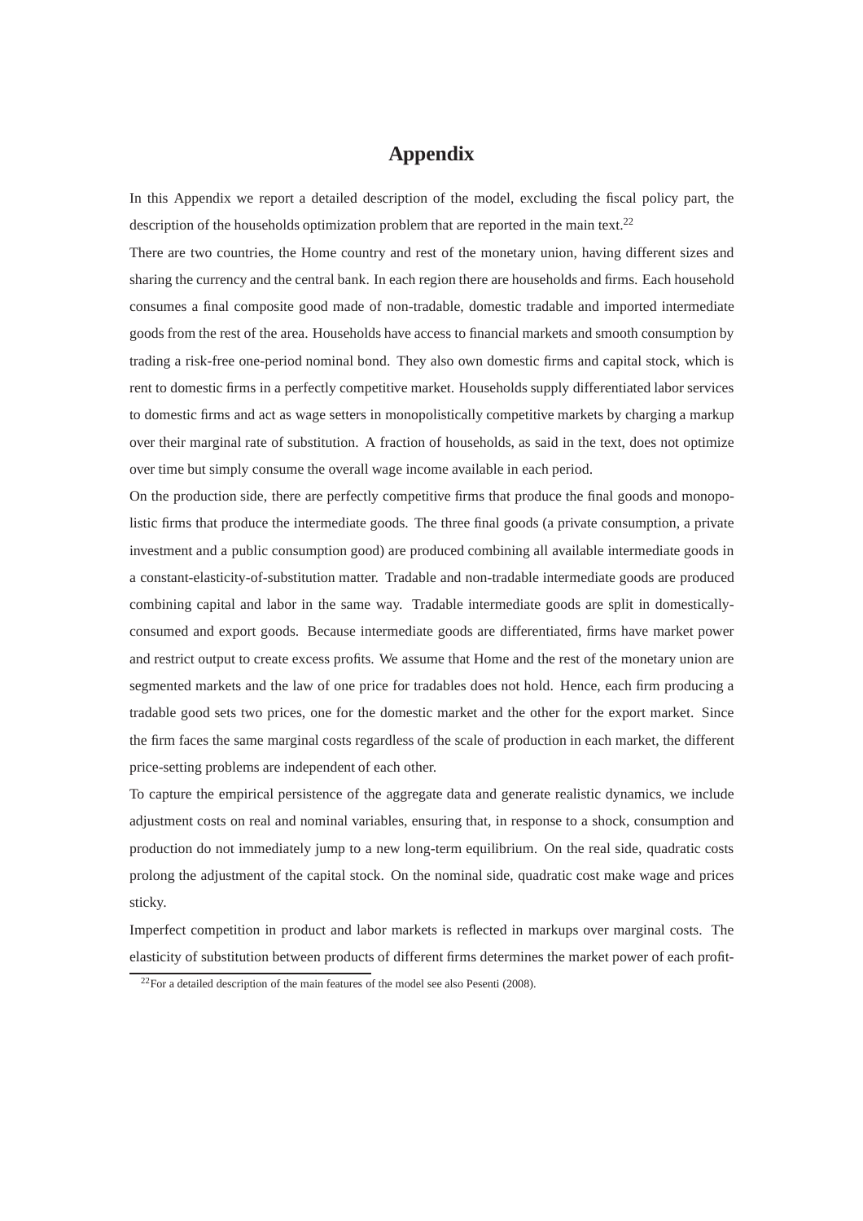# Appendix

In this Appendix we report a detailed description of the model, excluding the fiscal policy part, the description of the households optimization problem that are reported in the main text.[22]

There are two countries, the Home country and rest of the monetary union, having different sizes and sharing the currency and the central bank. In each region there are households and firms. Each household consumes a final composite good made of non-tradable, domestic tradable and imported intermediate goods from the rest of the area. Households have access to financial markets and smooth consumption by trading a risk-free one-period nominal bond. They also own domestic firms and capital stock, which is rent to domestic firms in a perfectly competitive market. Households supply differentiated labor services to domestic firms and act as wage setters in monopolistically competitive markets by charging a markup over their marginal rate of substitution. A fraction of households, as said in the text, does not optimize over time but simply consume the overall wage income available in each period.

On the production side, there are perfectly competitive firms that produce the final goods and monopolistic firms that produce the intermediate goods. The three final goods (a private consumption, a private investment and a public consumption good) are produced combining all available intermediate goods in a constant-elasticity-of-substitution matter. Tradable and non-tradable intermediate goods are produced combining capital and labor in the same way. Tradable intermediate goods are split in domestically-consumed and export goods. Because intermediate goods are differentiated, firms have market power and restrict output to create excess profits. We assume that Home and the rest of the monetary union are segmented markets and the law of one price for tradables does not hold. Hence, each firm producing a tradable good sets two prices, one for the domestic market and the other for the export market. Since the firm faces the same marginal costs regardless of the scale of production in each market, the different price-setting problems are independent of each other.

To capture the empirical persistence of the aggregate data and generate realistic dynamics, we include adjustment costs on real and nominal variables, ensuring that, in response to a shock, consumption and production do not immediately jump to a new long-term equilibrium. On the real side, quadratic costs prolong the adjustment of the capital stock. On the nominal side, quadratic cost make wage and prices sticky.

Imperfect competition in product and labor markets is reflected in markups over marginal costs. The elasticity of substitution between products of different firms determines the market power of each profit-

[22] For a detailed description of the main features of the model see also Pesenti (2008).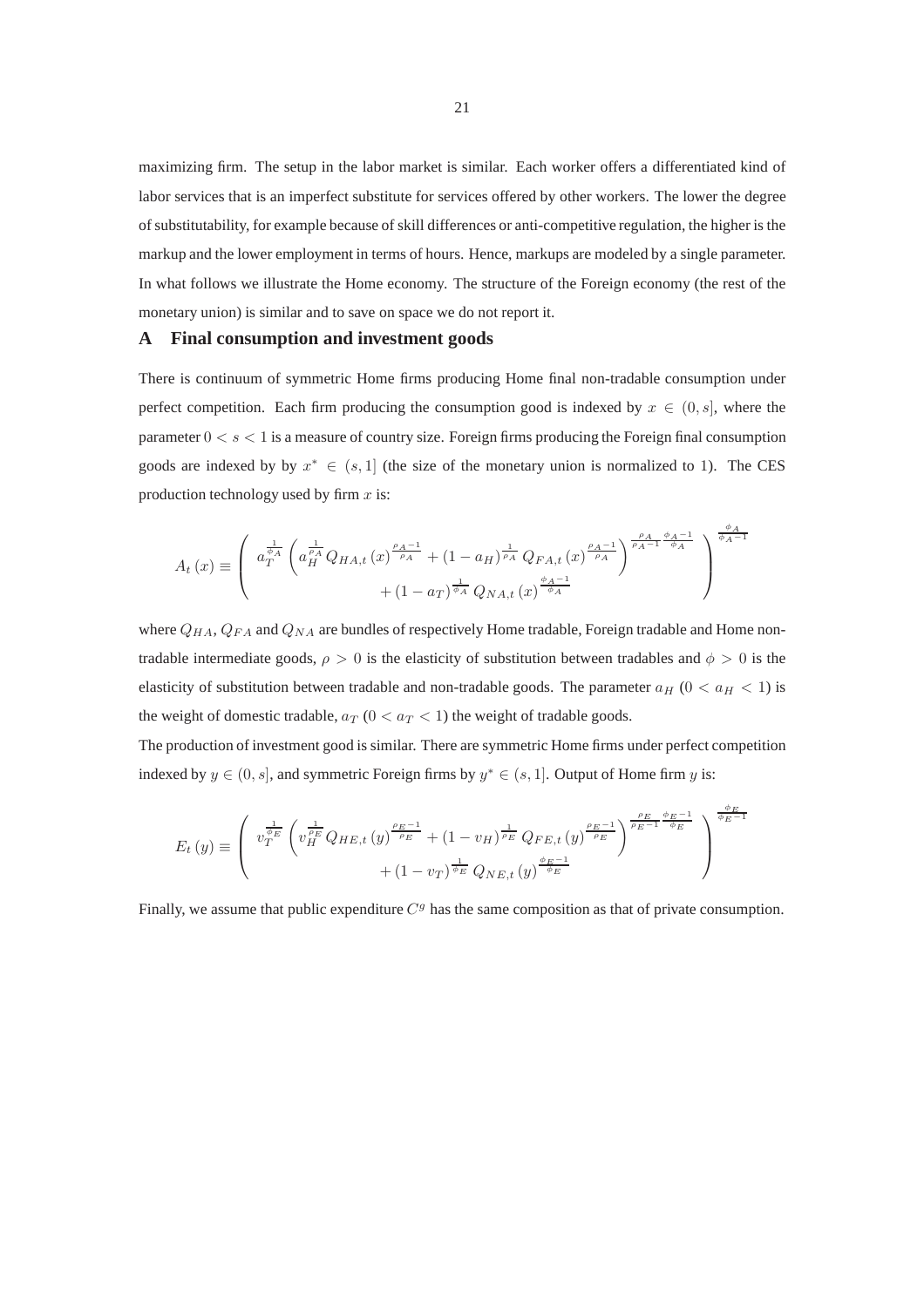maximizing firm. The setup in the labor market is similar. Each worker offers a differentiated kind of labor services that is an imperfect substitute for services offered by other workers. The lower the degree of substitutability, for example because of skill differences or anti-competitive regulation, the higher is the markup and the lower employment in terms of hours. Hence, markups are modeled by a single parameter. In what follows we illustrate the Home economy. The structure of the Foreign economy (the rest of the monetary union) is similar and to save on space we do not report it.

## A Final consumption and investment goods

There is continuum of symmetric Home firms producing Home final non-tradable consumption under perfect competition. Each firm producing the consumption good is indexed by $x \in (0, s]$, where the parameter $0 < s < 1$ is a measure of country size. Foreign firms producing the Foreign final consumption goods are indexed by by $x^* \in (s, 1]$ (the size of the monetary union is normalized to 1). The CES production technology used by firm $x$ is:

$$A_t(x) \equiv \left( \begin{array}{c} a_T^{\frac{1}{\phi_A}} \left( a_H^{\frac{1}{\rho_A}} Q_{HA,t}(x)^{\frac{\rho_A - 1}{\rho_A}} + (1 - a_H)^{\frac{1}{\rho_A}} Q_{FA,t}(x)^{\frac{\rho_A - 1}{\rho_A}} \right)^{\frac{\rho_A}{\rho_A - 1} \frac{\phi_A - 1}{\phi_A}} \\ + (1 - a_T)^{\frac{1}{\phi_A}} Q_{NA,t}(x)^{\frac{\phi_A - 1}{\phi_A}} \end{array} \right)^{\frac{\phi_A}{\phi_A - 1}}$$

where $Q_{HA}$, $Q_{FA}$ and $Q_{NA}$ are bundles of respectively Home tradable, Foreign tradable and Home non-tradable intermediate goods, $\rho > 0$ is the elasticity of substitution between tradables and $\phi > 0$ is the elasticity of substitution between tradable and non-tradable goods. The parameter $a_H$ ($0 < a_H < 1$) is the weight of domestic tradable, $a_T$ ($0 < a_T < 1$) the weight of tradable goods.

The production of investment good is similar. There are symmetric Home firms under perfect competition indexed by $y \in (0, s]$, and symmetric Foreign firms by $y^* \in (s, 1]$. Output of Home firm $y$ is:

$$E_t(y) \equiv \left( \begin{array}{c} v_T^{\frac{1}{\phi_E}} \left( v_H^{\frac{1}{\rho_E}} Q_{HE,t}(y)^{\frac{\rho_E - 1}{\rho_E}} + (1 - v_H)^{\frac{1}{\rho_E}} Q_{FE,t}(y)^{\frac{\rho_E - 1}{\rho_E}} \right)^{\frac{\rho_E}{\rho_E - 1} \frac{\phi_E - 1}{\phi_E}} \\ + (1 - v_T)^{\frac{1}{\phi_E}} Q_{NE,t}(y)^{\frac{\phi_E - 1}{\phi_E}} \end{array} \right)^{\frac{\phi_E}{\phi_E - 1}}$$

Finally, we assume that public expenditure $C^g$ has the same composition as that of private consumption.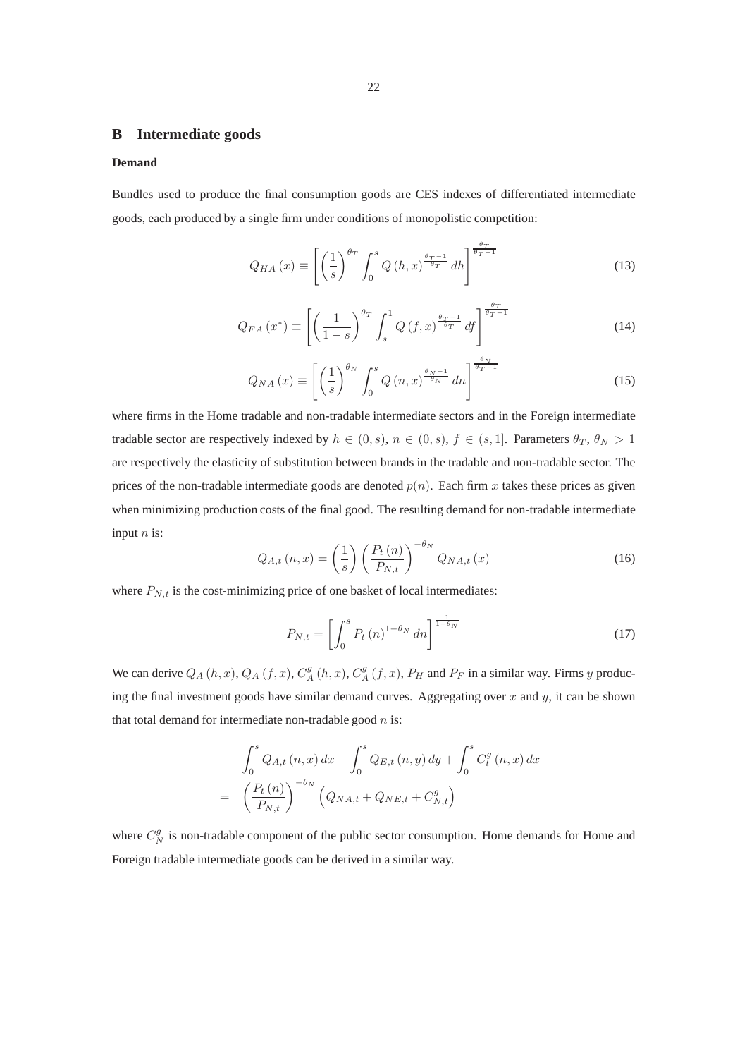## B Intermediate goods

**Demand**

Bundles used to produce the final consumption goods are CES indexes of differentiated intermediate goods, each produced by a single firm under conditions of monopolistic competition:

$$Q_{HA}(x) \equiv \left[ \left( \frac{1}{s} \right)^{\theta_T} \int_0^s Q(h,x)^{\frac{\theta_T - 1}{\theta_T}} \, dh \right]^{\frac{\theta_T}{\theta_T - 1}} \tag{13}$$

$$Q_{FA}(x^*) \equiv \left[ \left( \frac{1}{1-s} \right)^{\theta_T} \int_s^1 Q(f,x)^{\frac{\theta_T - 1}{\theta_T}} \, df \right]^{\frac{\theta_T}{\theta_T - 1}} \tag{14}$$

$$Q_{NA}(x) \equiv \left[ \left( \frac{1}{s} \right)^{\theta_N} \int_0^s Q(n,x)^{\frac{\theta_N - 1}{\theta_N}} \, dn \right]^{\frac{\theta_N}{\theta_T - 1}} \tag{15}$$

where firms in the Home tradable and non-tradable intermediate sectors and in the Foreign intermediate tradable sector are respectively indexed by $h \in (0, s)$, $n \in (0, s)$, $f \in (s, 1]$. Parameters $\theta_T$, $\theta_N > 1$ are respectively the elasticity of substitution between brands in the tradable and non-tradable sector. The prices of the non-tradable intermediate goods are denoted $p(n)$. Each firm $x$ takes these prices as given when minimizing production costs of the final good. The resulting demand for non-tradable intermediate input $n$ is:

$$Q_{A,t}(n,x) = \left( \frac{1}{s} \right) \left( \frac{P_t(n)}{P_{N,t}} \right)^{-\theta_N} Q_{NA,t}(x) \tag{16}$$

where $P_{N,t}$ is the cost-minimizing price of one basket of local intermediates:

$$P_{N,t} = \left[ \int_0^s P_t(n)^{1-\theta_N} \, dn \right]^{\frac{1}{1-\theta_N}} \tag{17}$$

We can derive $Q_A(h,x)$, $Q_A(f,x)$, $C_A^g(h,x)$, $C_A^g(f,x)$, $P_H$ and $P_F$ in a similar way. Firms $y$ producing the final investment goods have similar demand curves. Aggregating over $x$ and $y$, it can be shown that total demand for intermediate non-tradable good $n$ is:

$$\begin{aligned} & \int_0^s Q_{A,t}(n,x) \, dx + \int_0^s Q_{E,t}(n,y) \, dy + \int_0^s C_t^g(n,x) \, dx \\ = & \left( \frac{P_t(n)}{P_{N,t}} \right)^{-\theta_N} \left( Q_{NA,t} + Q_{NE,t} + C_{N,t}^g \right) \end{aligned}$$

where $C_N^g$ is non-tradable component of the public sector consumption. Home demands for Home and Foreign tradable intermediate goods can be derived in a similar way.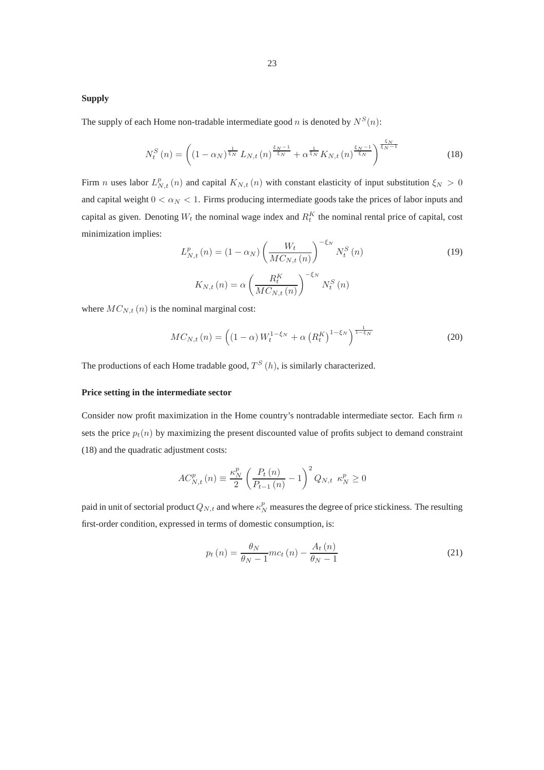**Supply**

The supply of each Home non-tradable intermediate good $n$ is denoted by $N^S(n)$:

$$N_t^S(n) = \left( (1-\alpha_N)^{\frac{1}{\xi_N}} L_{N,t}(n)^{\frac{\xi_N - 1}{\xi_N}} + \alpha^{\frac{1}{\xi_N}} K_{N,t}(n)^{\frac{\xi_N - 1}{\xi_N}} \right)^{\frac{\xi_N}{\xi_N - 1}} \tag{18}$$

Firm $n$ uses labor $L_{N,t}^p(n)$ and capital $K_{N,t}(n)$ with constant elasticity of input substitution $\xi_N > 0$ and capital weight $0 < \alpha_N < 1$. Firms producing intermediate goods take the prices of labor inputs and capital as given. Denoting $W_t$ the nominal wage index and $R_t^K$ the nominal rental price of capital, cost minimization implies:

$$L_{N,t}^p(n) = (1-\alpha_N) \left( \frac{W_t}{MC_{N,t}(n)} \right)^{-\xi_N} N_t^S(n) \tag{19}$$

$$K_{N,t}(n) = \alpha \left( \frac{R_t^K}{MC_{N,t}(n)} \right)^{-\xi_N} N_t^S(n)$$

where $MC_{N,t}(n)$ is the nominal marginal cost:

$$MC_{N,t}(n) = \left( (1-\alpha) W_t^{1-\xi_N} + \alpha \left(R_t^K\right)^{1-\xi_N} \right)^{\frac{1}{1-\xi_N}} \tag{20}$$

The productions of each Home tradable good, $T^S(h)$, is similarly characterized.

**Price setting in the intermediate sector**

Consider now profit maximization in the Home country's nontradable intermediate sector. Each firm $n$ sets the price $p_t(n)$ by maximizing the present discounted value of profits subject to demand constraint (18) and the quadratic adjustment costs:

$$AC_{N,t}^p(n) \equiv \frac{\kappa_N^p}{2} \left( \frac{P_t(n)}{P_{t-1}(n)} - 1 \right)^2 Q_{N,t} \;\; \kappa_N^p \geq 0$$

paid in unit of sectorial product $Q_{N,t}$ and where $\kappa_N^p$ measures the degree of price stickiness. The resulting first-order condition, expressed in terms of domestic consumption, is:

$$p_t(n) = \frac{\theta_N}{\theta_N - 1} mc_t(n) - \frac{A_t(n)}{\theta_N - 1} \tag{21}$$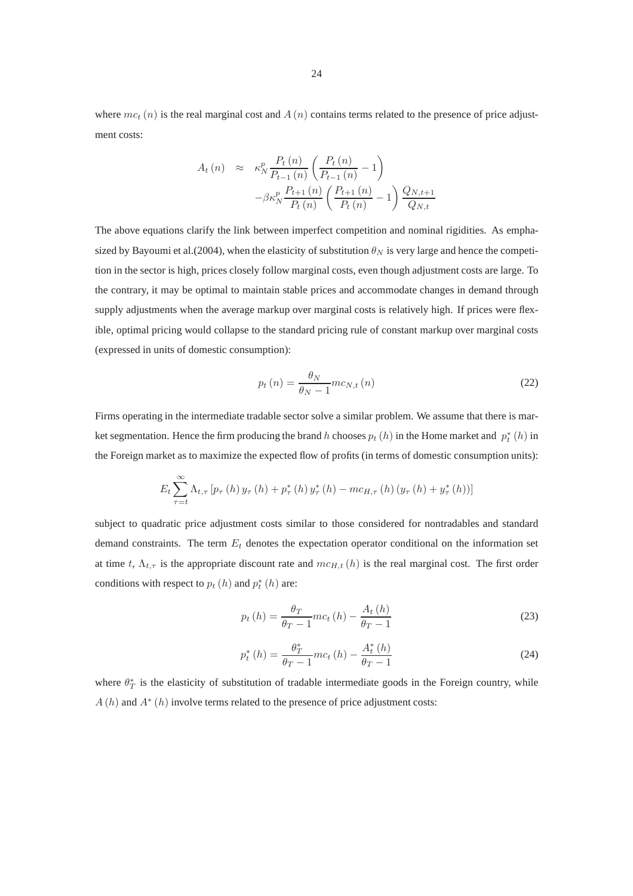where $mc_t(n)$ is the real marginal cost and $A(n)$ contains terms related to the presence of price adjustment costs:

$$
\begin{aligned}
A_t(n) \quad \approx \quad & \kappa_N^p \frac{P_t(n)}{P_{t-1}(n)} \left( \frac{P_t(n)}{P_{t-1}(n)} - 1 \right) \\
& - \beta \kappa_N^p \frac{P_{t+1}(n)}{P_t(n)} \left( \frac{P_{t+1}(n)}{P_t(n)} - 1 \right) \frac{Q_{N,t+1}}{Q_{N,t}}
\end{aligned}
$$

The above equations clarify the link between imperfect competition and nominal rigidities. As emphasized by Bayoumi et al.(2004), when the elasticity of substitution $\theta_N$ is very large and hence the competition in the sector is high, prices closely follow marginal costs, even though adjustment costs are large. To the contrary, it may be optimal to maintain stable prices and accommodate changes in demand through supply adjustments when the average markup over marginal costs is relatively high. If prices were flexible, optimal pricing would collapse to the standard pricing rule of constant markup over marginal costs (expressed in units of domestic consumption):

$$
p_t(n) = \frac{\theta_N}{\theta_N - 1} mc_{N,t}(n) \tag{22}
$$

Firms operating in the intermediate tradable sector solve a similar problem. We assume that there is market segmentation. Hence the firm producing the brand $h$ chooses $p_t(h)$ in the Home market and $p_t^*(h)$ in the Foreign market as to maximize the expected flow of profits (in terms of domestic consumption units):

$$
E_t \sum_{\tau=t}^{\infty} \Lambda_{t,\tau} \left[ p_\tau(h) y_\tau(h) + p_\tau^*(h) y_\tau^*(h) - mc_{H,\tau}(h) \left( y_\tau(h) + y_\tau^*(h) \right) \right]
$$

subject to quadratic price adjustment costs similar to those considered for nontradables and standard demand constraints. The term $E_t$ denotes the expectation operator conditional on the information set at time $t$, $\Lambda_{t,\tau}$ is the appropriate discount rate and $mc_{H,t}(h)$ is the real marginal cost. The first order conditions with respect to $p_t(h)$ and $p_t^*(h)$ are:

$$
p_t(h) = \frac{\theta_T}{\theta_T - 1} mc_t(h) - \frac{A_t(h)}{\theta_T - 1} \tag{23}
$$

$$
p_t^*(h) = \frac{\theta_T^*}{\theta_T - 1} mc_t(h) - \frac{A_t^*(h)}{\theta_T - 1} \tag{24}
$$

where $\theta_T^*$ is the elasticity of substitution of tradable intermediate goods in the Foreign country, while $A(h)$ and $A^*(h)$ involve terms related to the presence of price adjustment costs: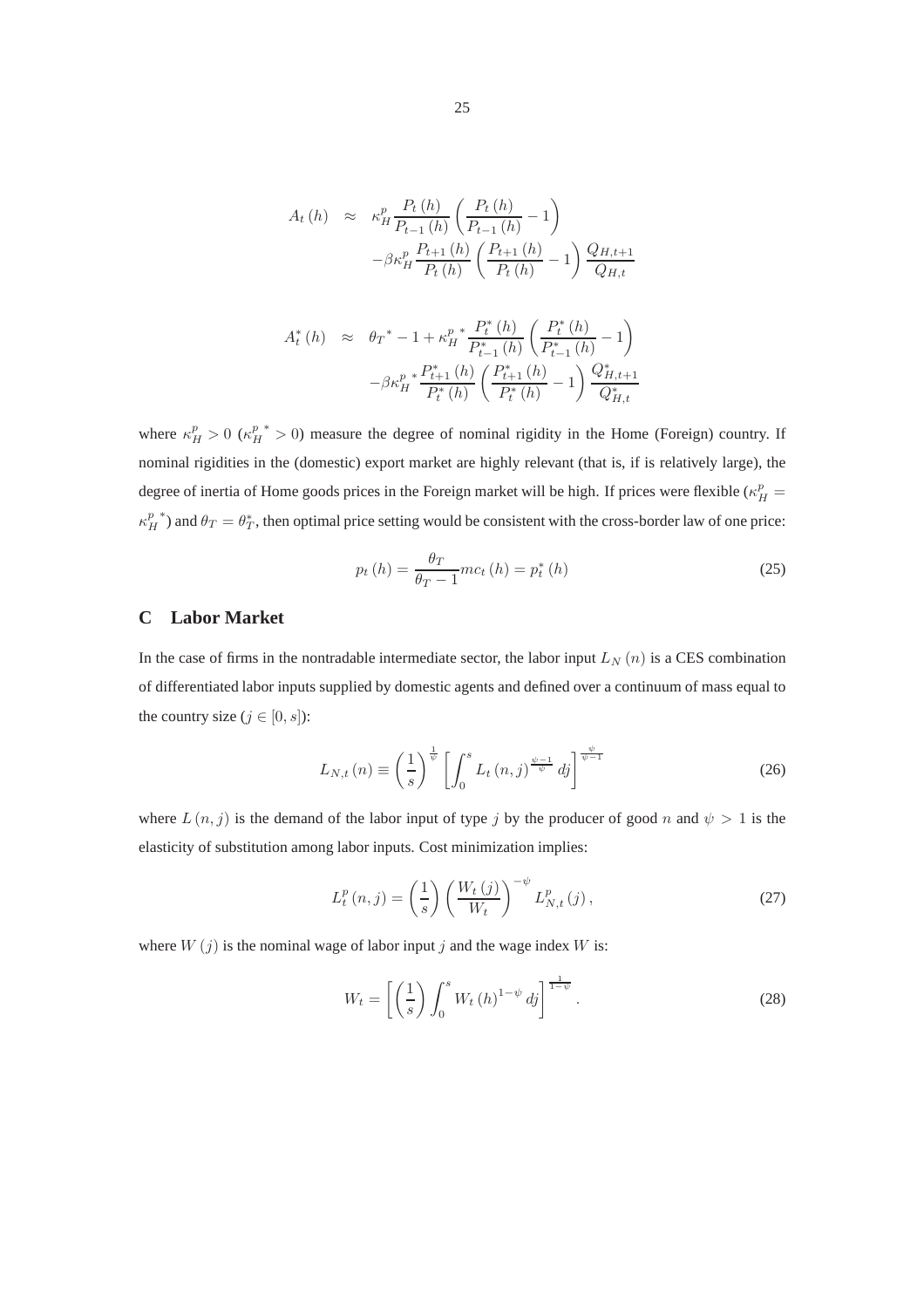$$
\begin{aligned}
A_t(h) \quad &\approx \quad \kappa_H^p \frac{P_t(h)}{P_{t-1}(h)} \left( \frac{P_t(h)}{P_{t-1}(h)} - 1 \right) \\
&\quad - \beta \kappa_H^p \frac{P_{t+1}(h)}{P_t(h)} \left( \frac{P_{t+1}(h)}{P_t(h)} - 1 \right) \frac{Q_{H,t+1}}{Q_{H,t}}
\end{aligned}
$$

$$
\begin{aligned}
A_t^*(h) \quad &\approx \quad \theta_T{}^* - 1 + \kappa_H^p{}^* \frac{P_t^*(h)}{P_{t-1}^*(h)} \left( \frac{P_t^*(h)}{P_{t-1}^*(h)} - 1 \right) \\
&\quad - \beta \kappa_H^p{}^* \frac{P_{t+1}^*(h)}{P_t^*(h)} \left( \frac{P_{t+1}^*(h)}{P_t^*(h)} - 1 \right) \frac{Q_{H,t+1}^*}{Q_{H,t}^*}
\end{aligned}
$$

where $\kappa_H^p > 0$ ($\kappa_H^p{}^* > 0$) measure the degree of nominal rigidity in the Home (Foreign) country. If nominal rigidities in the (domestic) export market are highly relevant (that is, if is relatively large), the degree of inertia of Home goods prices in the Foreign market will be high. If prices were flexible ($\kappa_H^p = \kappa_H^p{}^*$) and $\theta_T = \theta_T^*$, then optimal price setting would be consistent with the cross-border law of one price:

$$
p_t(h) = \frac{\theta_T}{\theta_T - 1} mc_t(h) = p_t^*(h) \tag{25}
$$

## C Labor Market

In the case of firms in the nontradable intermediate sector, the labor input $L_N(n)$ is a CES combination of differentiated labor inputs supplied by domestic agents and defined over a continuum of mass equal to the country size ($j \in [0, s]$):

$$
L_{N,t}(n) \equiv \left( \frac{1}{s} \right)^{\frac{1}{\psi}} \left[ \int_0^s L_t(n,j)^{\frac{\psi-1}{\psi}} \, dj \right]^{\frac{\psi}{\psi-1}} \tag{26}
$$

where $L(n,j)$ is the demand of the labor input of type $j$ by the producer of good $n$ and $\psi > 1$ is the elasticity of substitution among labor inputs. Cost minimization implies:

$$
L_t^p(n,j) = \left( \frac{1}{s} \right) \left( \frac{W_t(j)}{W_t} \right)^{-\psi} L_{N,t}^p(j), \tag{27}
$$

where $W(j)$ is the nominal wage of labor input $j$ and the wage index $W$ is:

$$
W_t = \left[ \left( \frac{1}{s} \right) \int_0^s W_t(h)^{1-\psi} \, dj \right]^{\frac{1}{1-\psi}}. \tag{28}
$$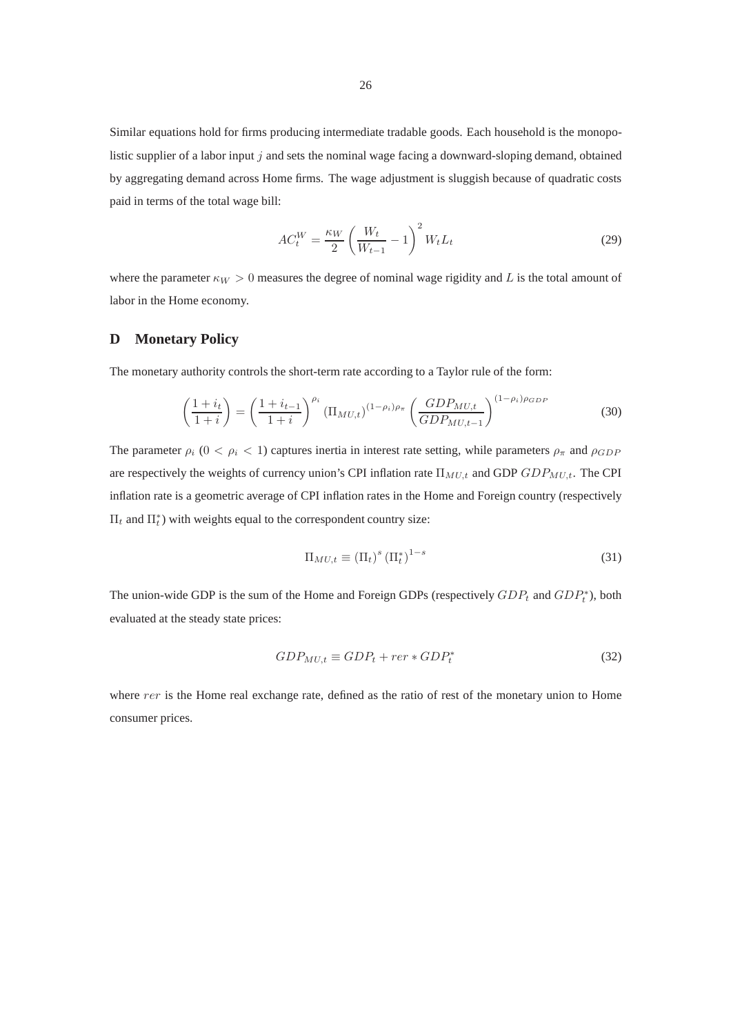Similar equations hold for firms producing intermediate tradable goods. Each household is the monopolistic supplier of a labor input $j$ and sets the nominal wage facing a downward-sloping demand, obtained by aggregating demand across Home firms. The wage adjustment is sluggish because of quadratic costs paid in terms of the total wage bill:

$$AC_t^W = \frac{\kappa_W}{2} \left( \frac{W_t}{W_{t-1}} - 1 \right)^2 W_t L_t \tag{29}$$

where the parameter $\kappa_W > 0$ measures the degree of nominal wage rigidity and $L$ is the total amount of labor in the Home economy.

## D Monetary Policy

The monetary authority controls the short-term rate according to a Taylor rule of the form:

$$\left( \frac{1+i_t}{1+i} \right) = \left( \frac{1+i_{t-1}}{1+i} \right)^{\rho_i} \left( \Pi_{MU,t} \right)^{(1-\rho_i)\rho_\pi} \left( \frac{GDP_{MU,t}}{GDP_{MU,t-1}} \right)^{(1-\rho_i)\rho_{GDP}} \tag{30}$$

The parameter $\rho_i$ ($0 < \rho_i < 1$) captures inertia in interest rate setting, while parameters $\rho_\pi$ and $\rho_{GDP}$ are respectively the weights of currency union's CPI inflation rate $\Pi_{MU,t}$ and GDP $GDP_{MU,t}$. The CPI inflation rate is a geometric average of CPI inflation rates in the Home and Foreign country (respectively $\Pi_t$ and $\Pi_t^*$) with weights equal to the correspondent country size:

$$\Pi_{MU,t} \equiv \left( \Pi_t \right)^s \left( \Pi_t^* \right)^{1-s} \tag{31}$$

The union-wide GDP is the sum of the Home and Foreign GDPs (respectively $GDP_t$ and $GDP_t^*$), both evaluated at the steady state prices:

$$GDP_{MU,t} \equiv GDP_t + rer * GDP_t^* \tag{32}$$

where $rer$ is the Home real exchange rate, defined as the ratio of rest of the monetary union to Home consumer prices.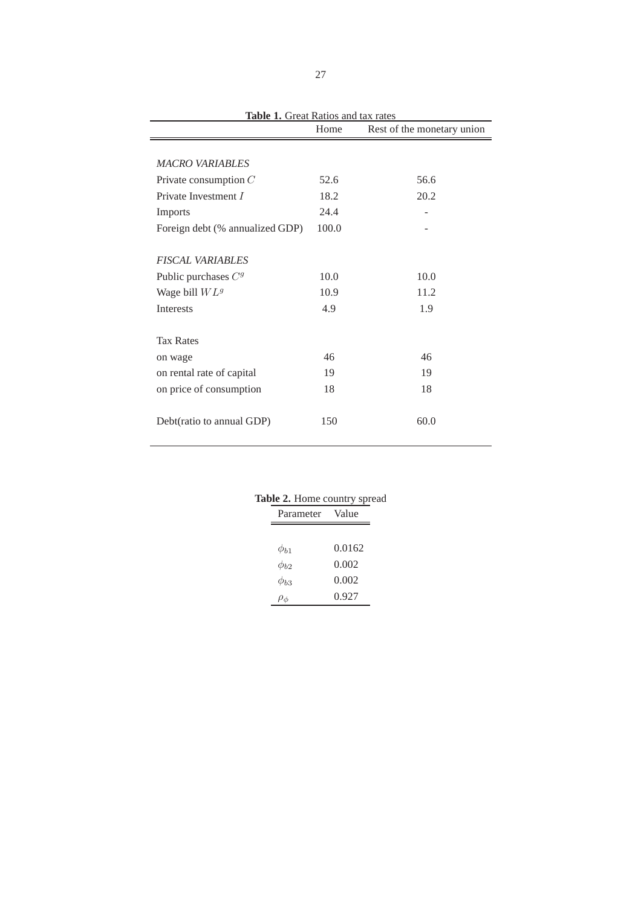**Table 1.** Great Ratios and tax rates

| | Home | Rest of the monetary union |
|---|---|---|
| *MACRO VARIABLES* | | |
| Private consumption $C$ | 52.6 | 56.6 |
| Private Investment $I$ | 18.2 | 20.2 |
| Imports | 24.4 | - |
| Foreign debt (% annualized GDP) | 100.0 | - |
| *FISCAL VARIABLES* | | |
| Public purchases $C^g$ | 10.0 | 10.0 |
| Wage bill $WL^g$ | 10.9 | 11.2 |
| Interests | 4.9 | 1.9 |
| Tax Rates | | |
| on wage | 46 | 46 |
| on rental rate of capital | 19 | 19 |
| on price of consumption | 18 | 18 |
| Debt(ratio to annual GDP) | 150 | 60.0 |

**Table 2.** Home country spread

| Parameter | Value |
|---|---|
| $\phi_{b1}$ | 0.0162 |
| $\phi_{b2}$ | 0.002 |
| $\phi_{b3}$ | 0.002 |
| $\rho_{\phi}$ | 0.927 |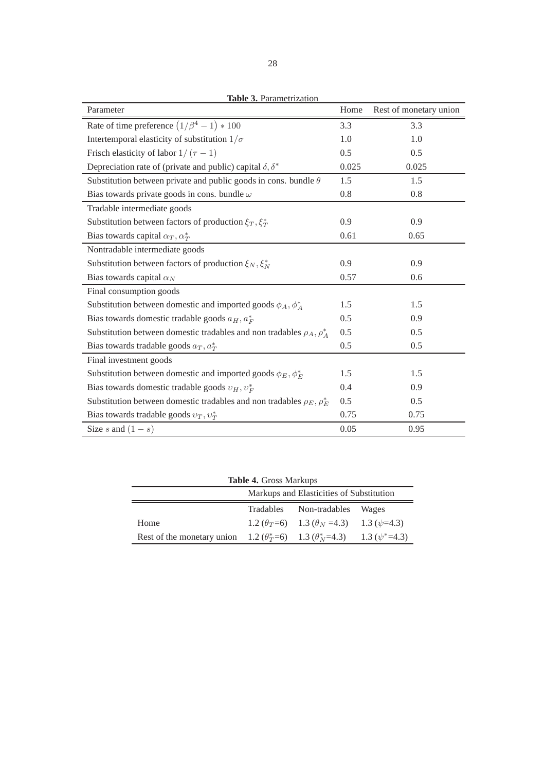**Table 3.** Parametrization

| Parameter | Home | Rest of monetary union |
|---|---|---|
| Rate of time preference $\left(1/\beta^4 - 1\right) * 100$ | 3.3 | 3.3 |
| Intertemporal elasticity of substitution $1/\sigma$ | 1.0 | 1.0 |
| Frisch elasticity of labor $1/(\tau - 1)$ | 0.5 | 0.5 |
| Depreciation rate of (private and public) capital $\delta, \delta^*$ | 0.025 | 0.025 |
| Substitution between private and public goods in cons. bundle $\theta$ | 1.5 | 1.5 |
| Bias towards private goods in cons. bundle $\omega$ | 0.8 | 0.8 |
| Tradable intermediate goods | | |
| Substitution between factors of production $\xi_T, \xi_T^*$ | 0.9 | 0.9 |
| Bias towards capital $\alpha_T, \alpha_T^*$ | 0.61 | 0.65 |
| Nontradable intermediate goods | | |
| Substitution between factors of production $\xi_N, \xi_N^*$ | 0.9 | 0.9 |
| Bias towards capital $\alpha_N$ | 0.57 | 0.6 |
| Final consumption goods | | |
| Substitution between domestic and imported goods $\phi_A, \phi_A^*$ | 1.5 | 1.5 |
| Bias towards domestic tradable goods $a_H, a_F^*$ | 0.5 | 0.9 |
| Substitution between domestic tradables and non tradables $\rho_A, \rho_A^*$ | 0.5 | 0.5 |
| Bias towards tradable goods $a_T, a_T^*$ | 0.5 | 0.5 |
| Final investment goods | | |
| Substitution between domestic and imported goods $\phi_E, \phi_E^*$ | 1.5 | 1.5 |
| Bias towards domestic tradable goods $\upsilon_H, \upsilon_F^*$ | 0.4 | 0.9 |
| Substitution between domestic tradables and non tradables $\rho_E, \rho_E^*$ | 0.5 | 0.5 |
| Bias towards tradable goods $\upsilon_T, \upsilon_T^*$ | 0.75 | 0.75 |
| Size $s$ and $(1 - s)$ | 0.05 | 0.95 |

**Table 4.** Gross Markups

| | Markups and Elasticities of Substitution | | |
|---|---|---|---|
| | Tradables | Non-tradables | Wages |
| Home | 1.2 ($\theta_T$=6) | 1.3 ($\theta_N$ =4.3) | 1.3 ($\psi$=4.3) |
| Rest of the monetary union | 1.2 ($\theta_T^*$=6) | 1.3 ($\theta_N^*$=4.3) | 1.3 ($\psi^*$=4.3) |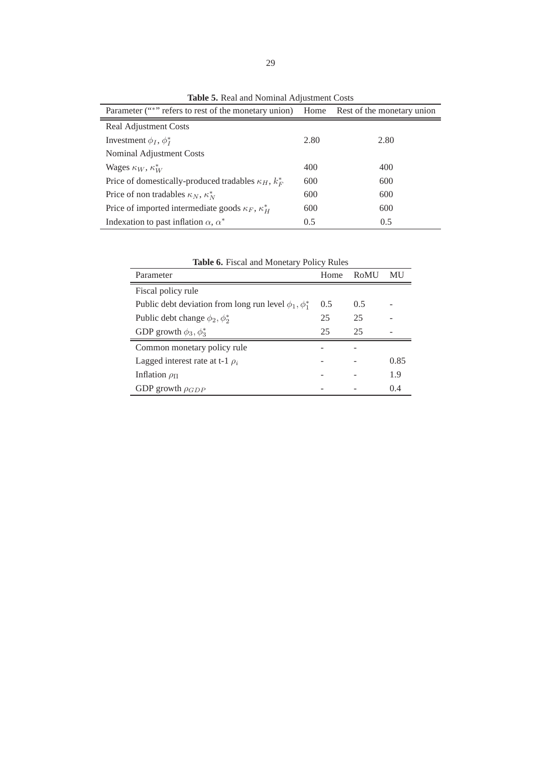**Table 5.** Real and Nominal Adjustment Costs

| Parameter ("*" refers to rest of the monetary union) | Home | Rest of the monetary union |
|---|---|---|
| Real Adjustment Costs | | |
| Investment $\phi_I$, $\phi_I^*$ | 2.80 | 2.80 |
| Nominal Adjustment Costs | | |
| Wages $\kappa_W$, $\kappa_W^*$ | 400 | 400 |
| Price of domestically-produced tradables $\kappa_H$, $k_F^*$ | 600 | 600 |
| Price of non tradables $\kappa_N$, $\kappa_N^*$ | 600 | 600 |
| Price of imported intermediate goods $\kappa_F$, $\kappa_H^*$ | 600 | 600 |
| Indexation to past inflation $\alpha$, $\alpha^*$ | 0.5 | 0.5 |

**Table 6.** Fiscal and Monetary Policy Rules

| Parameter | Home | RoMU | MU |
|---|---|---|---|
| Fiscal policy rule | | | |
| Public debt deviation from long run level $\phi_1, \phi_1^*$ | 0.5 | 0.5 | - |
| Public debt change $\phi_2, \phi_2^*$ | 25 | 25 | - |
| GDP growth $\phi_3, \phi_3^*$ | 25 | 25 | - |
| Common monetary policy rule | - | - | |
| Lagged interest rate at t-1 $\rho_i$ | - | - | 0.85 |
| Inflation $\rho_\Pi$ | - | - | 1.9 |
| GDP growth $\rho_{GDP}$ | - | - | 0.4 |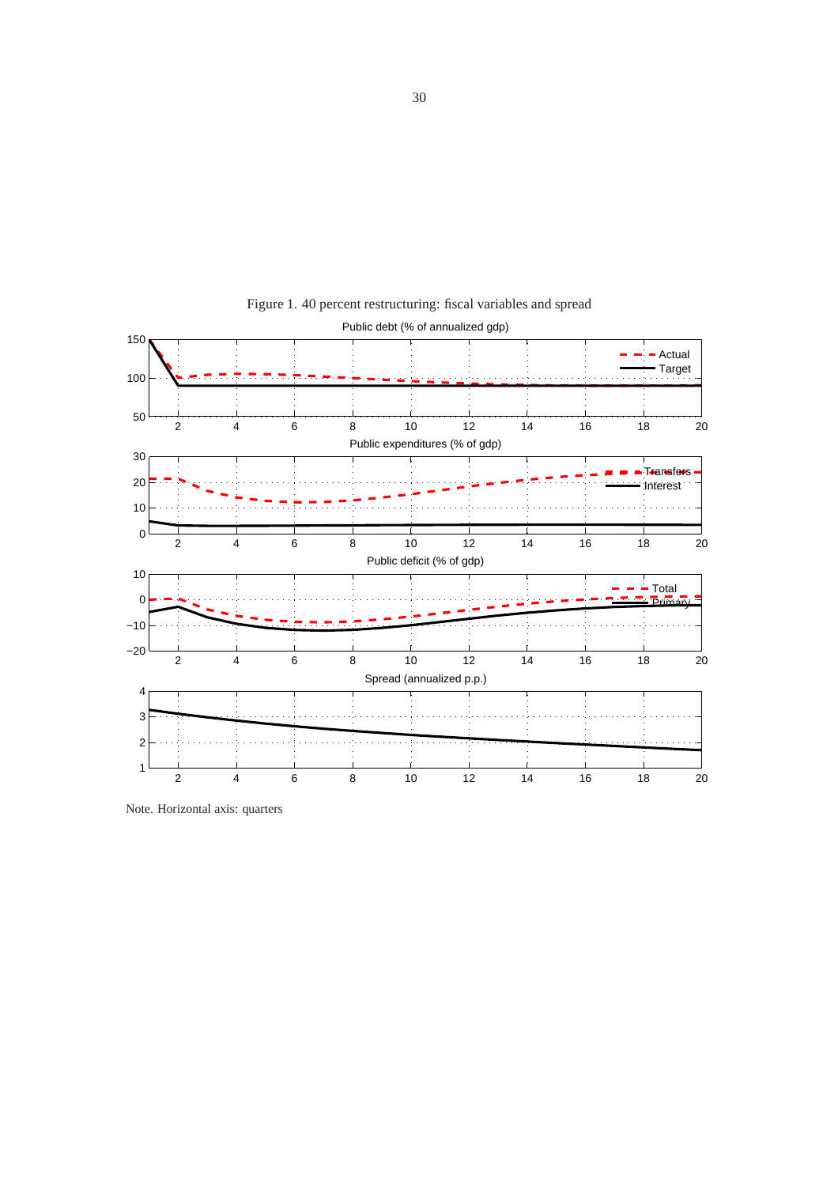Figure 1. 40 percent restructuring: fiscal variables and spread

Note. Horizontal axis: quarters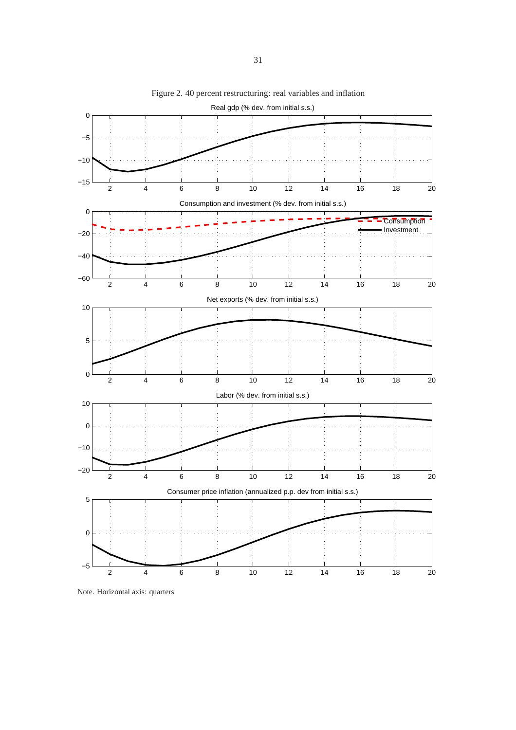Figure 2. 40 percent restructuring: real variables and inflation

Note. Horizontal axis: quarters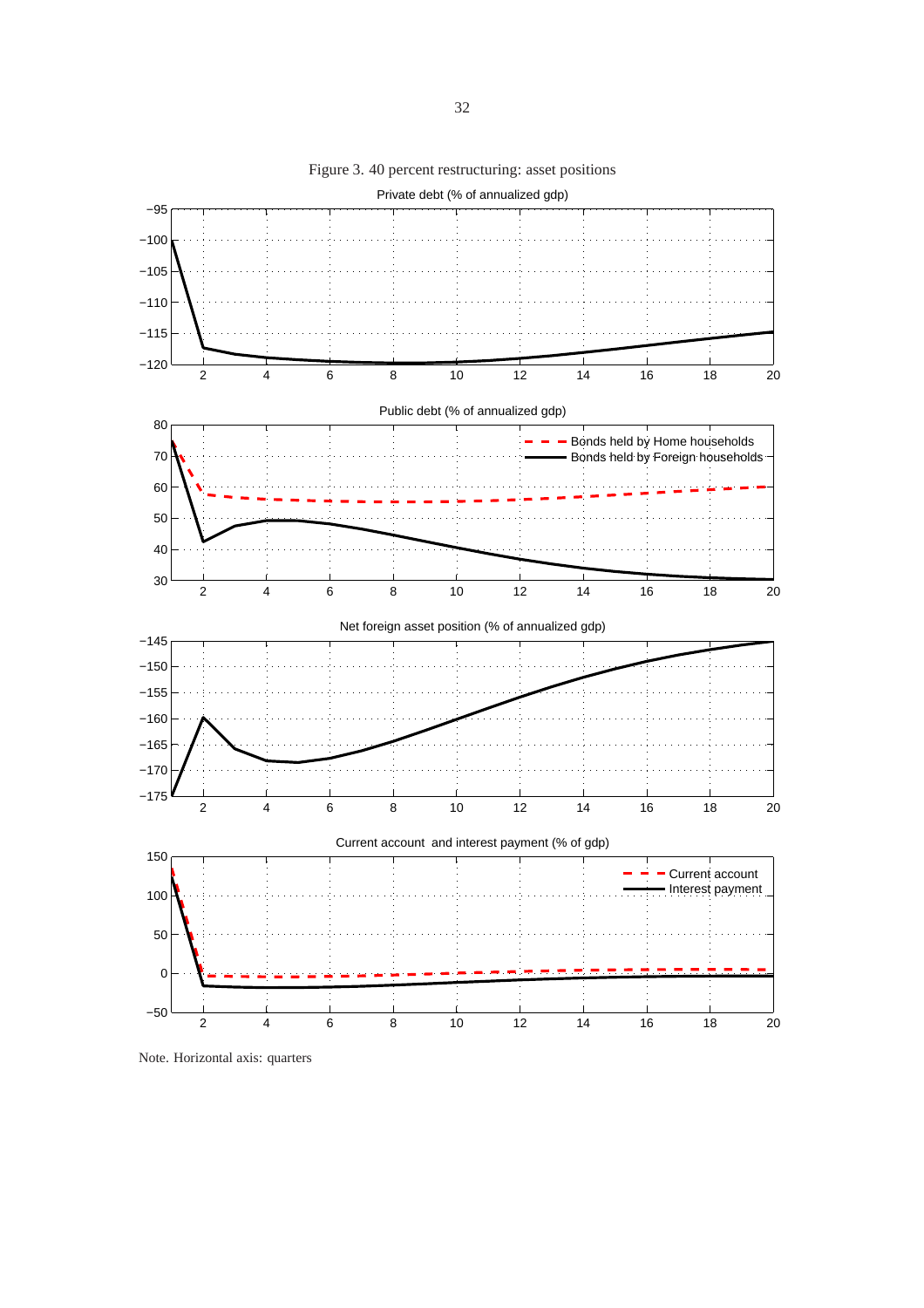Figure 3. 40 percent restructuring: asset positions

Note. Horizontal axis: quarters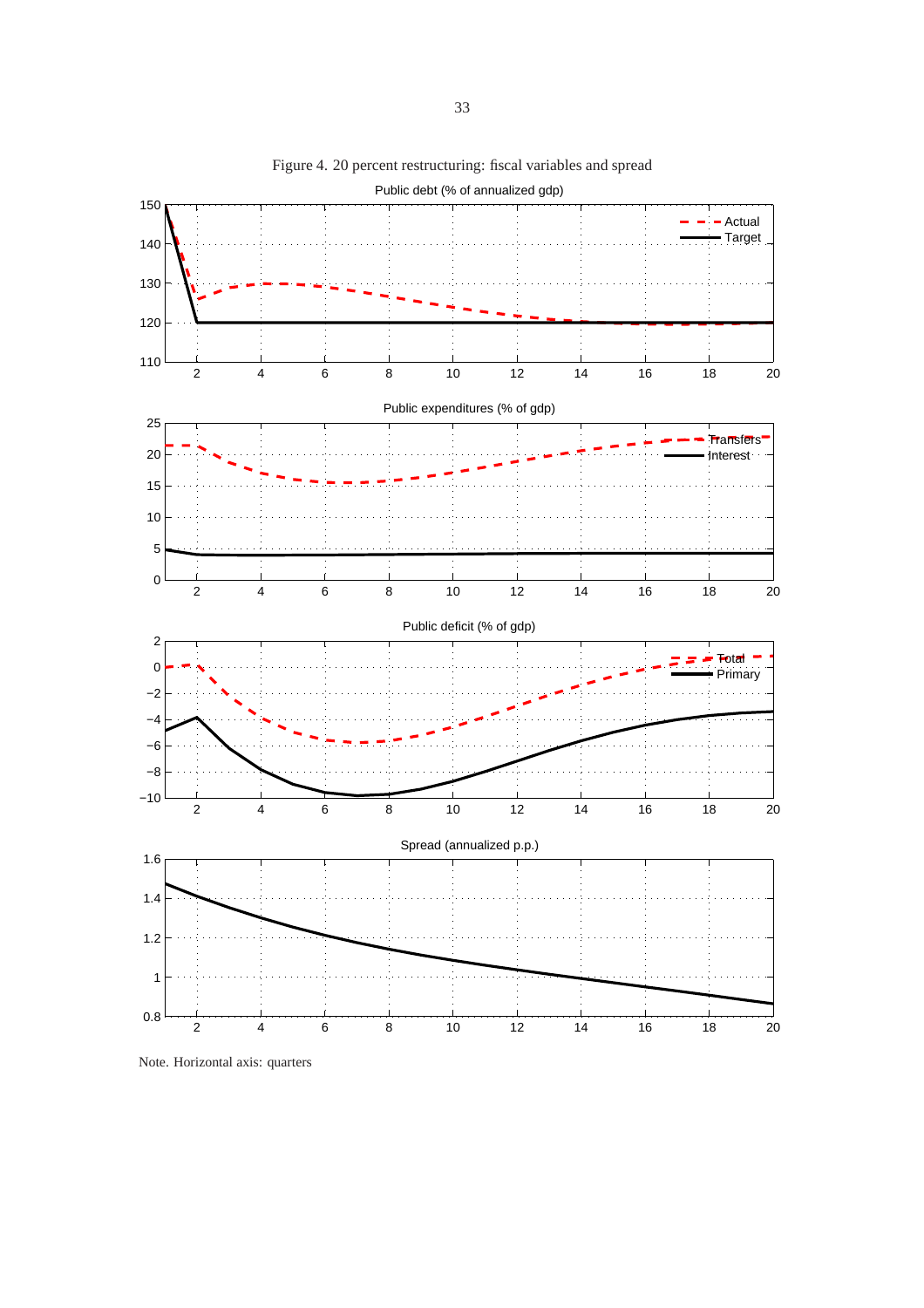Figure 4. 20 percent restructuring: fiscal variables and spread

Note. Horizontal axis: quarters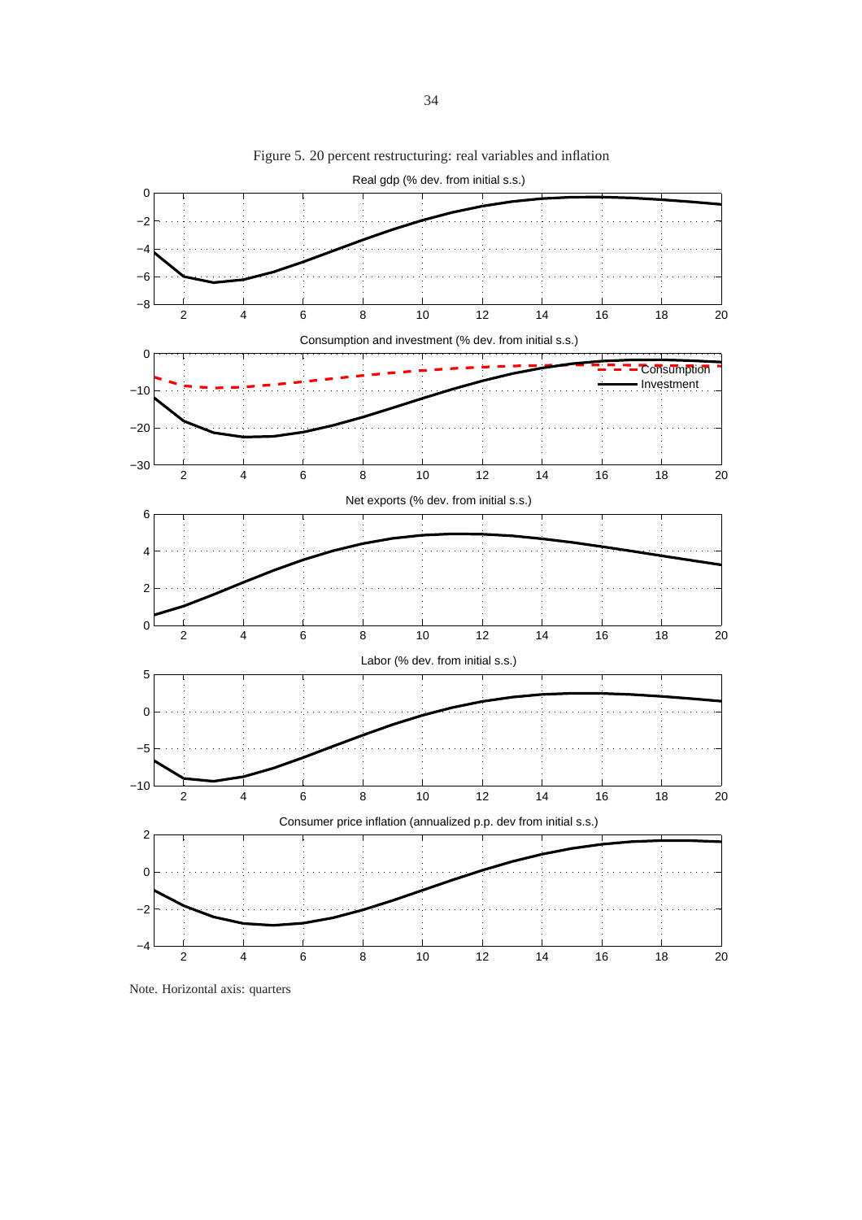Figure 5. 20 percent restructuring: real variables and inflation

Note. Horizontal axis: quarters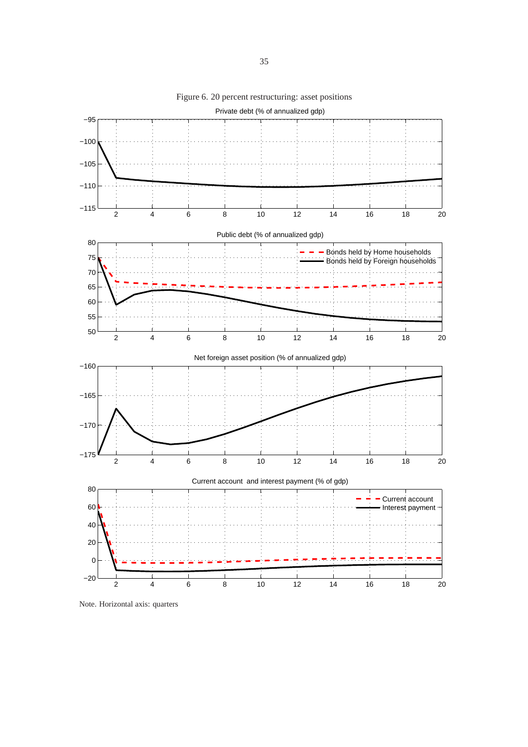Figure 6. 20 percent restructuring: asset positions

Note. Horizontal axis: quarters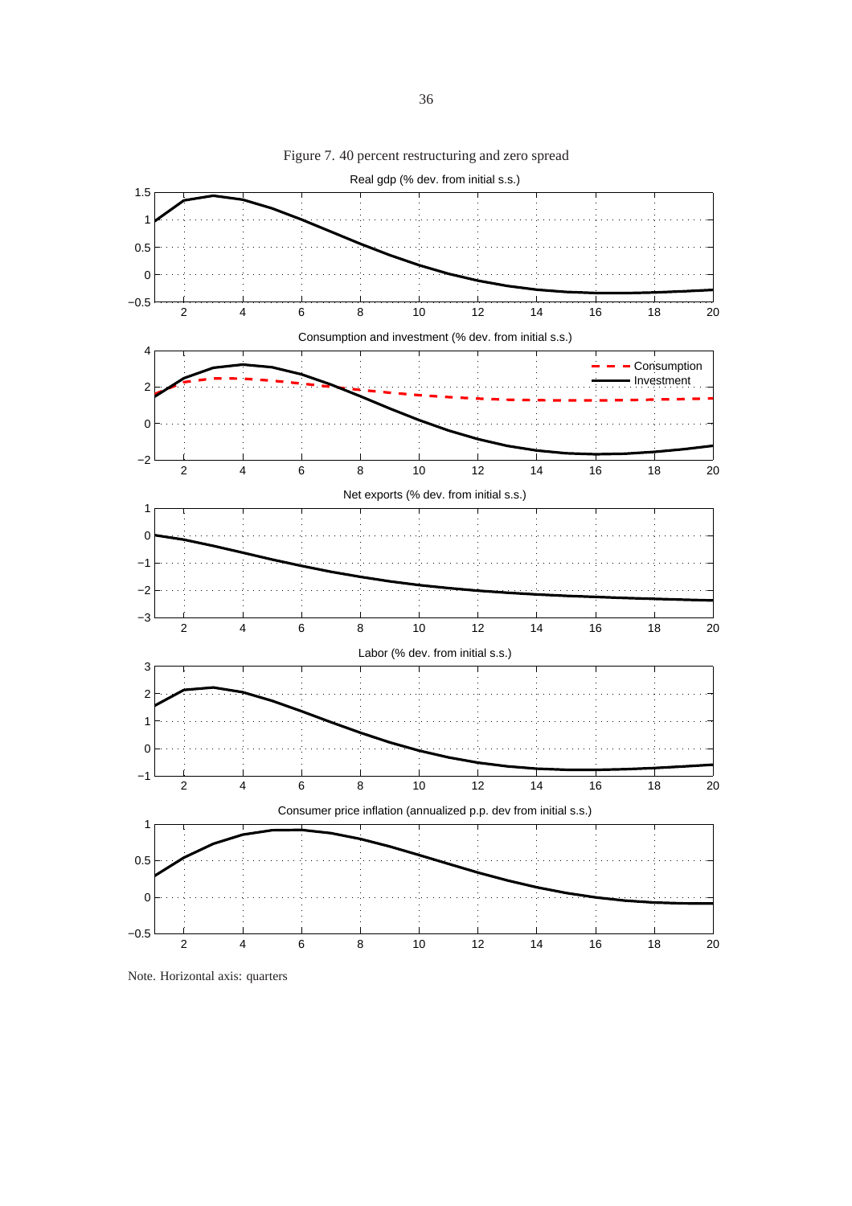Figure 7. 40 percent restructuring and zero spread

Note. Horizontal axis: quarters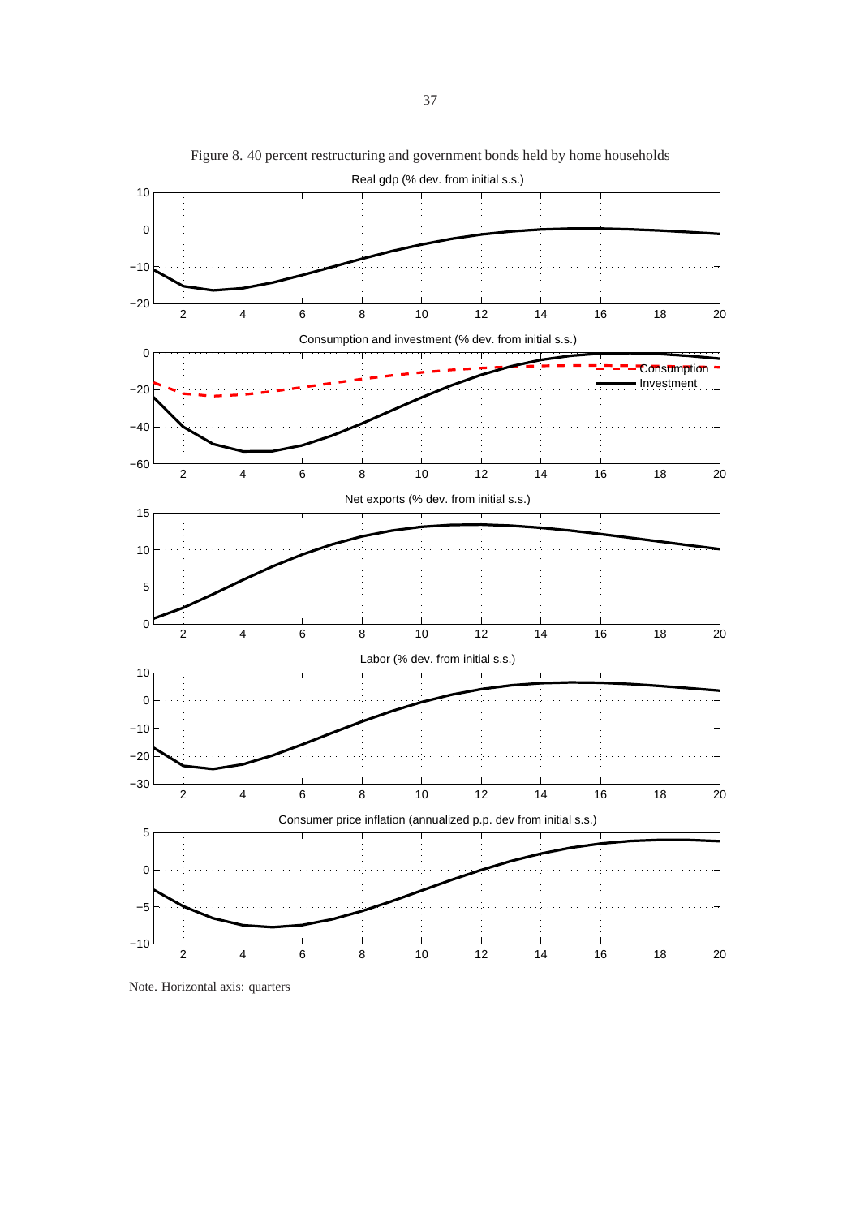Figure 8. 40 percent restructuring and government bonds held by home households

Note. Horizontal axis: quarters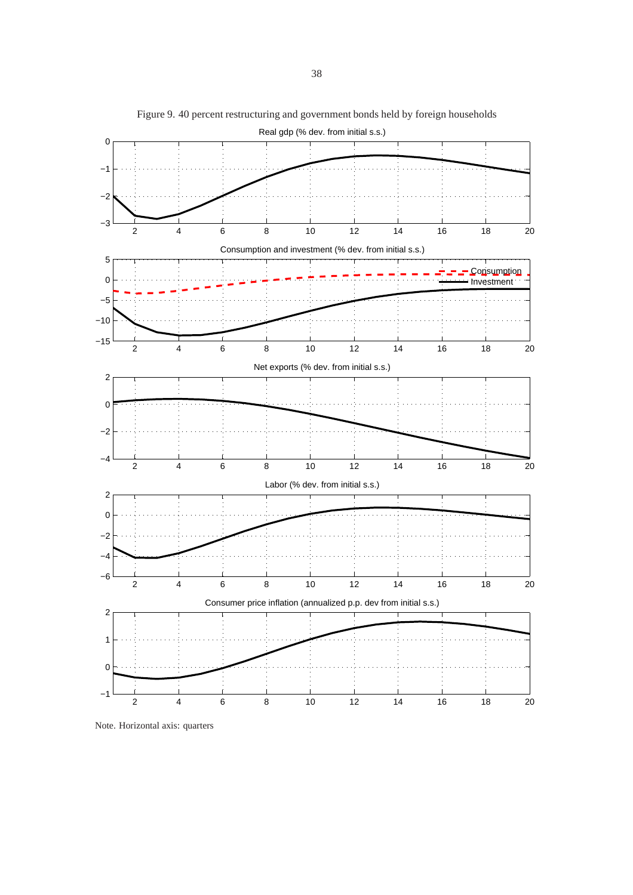Figure 9. 40 percent restructuring and government bonds held by foreign households

Note. Horizontal axis: quarters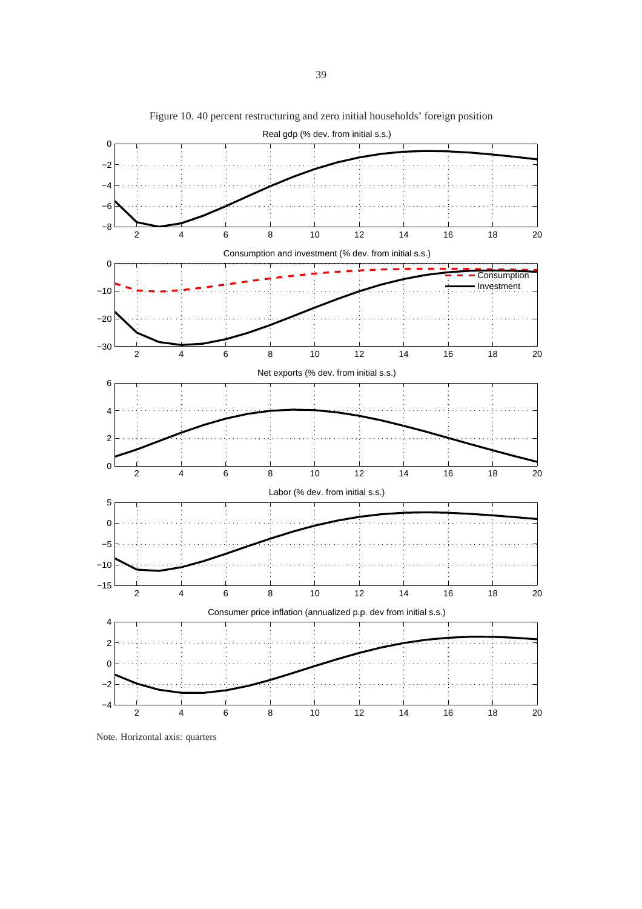Figure 10. 40 percent restructuring and zero initial households' foreign position

Note. Horizontal axis: quarters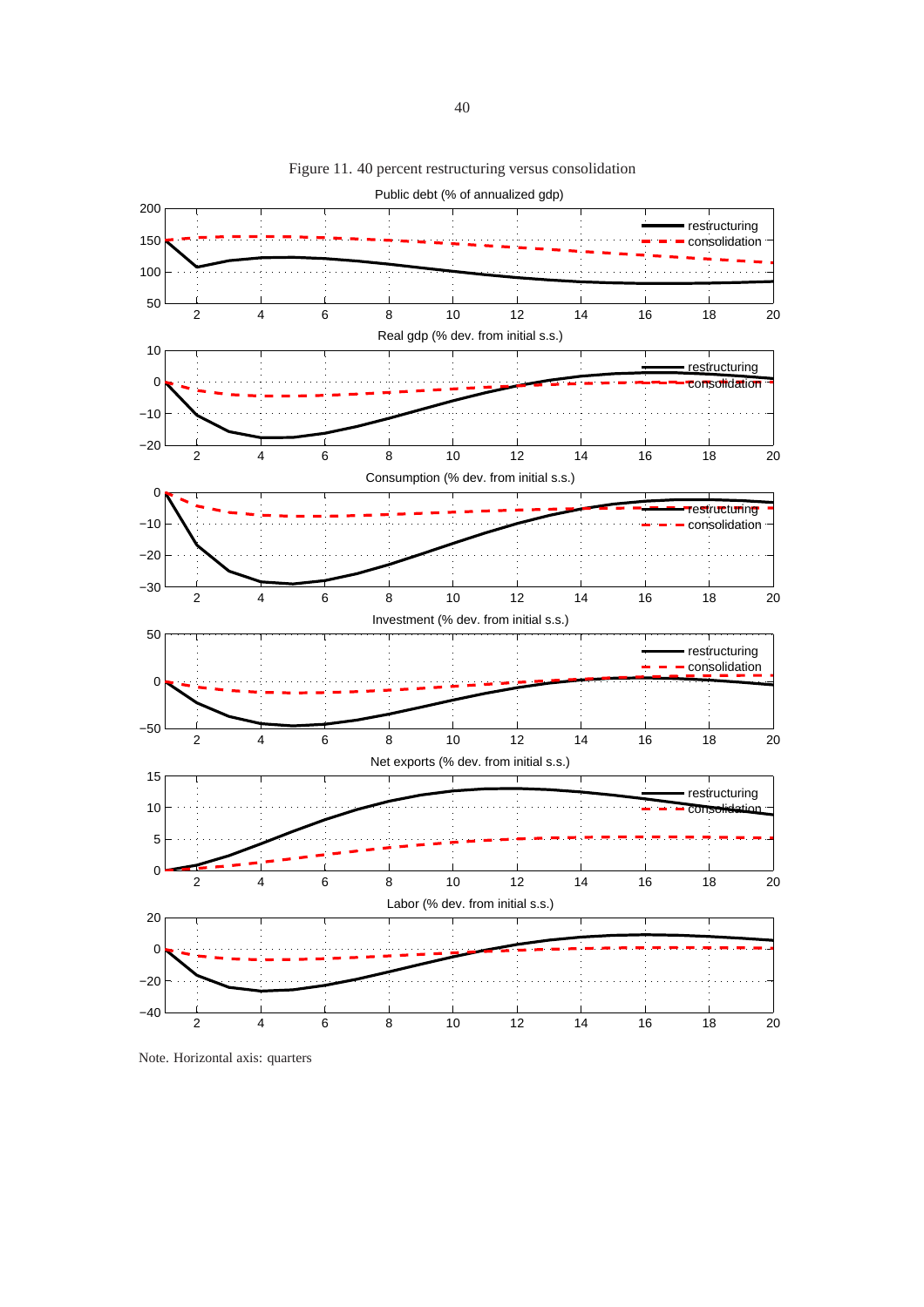Figure 11. 40 percent restructuring versus consolidation

Public debt (% of annualized gdp)

200
150
100
50

restructuring
consolidation

Real gdp (% dev. from initial s.s.)

10
0
−10
−20

restructuring
consolidation

Consumption (% dev. from initial s.s.)

0
−10
−20
−30

restructuring
consolidation

Investment (% dev. from initial s.s.)

50
0
−50

restructuring
consolidation

Net exports (% dev. from initial s.s.)

15
10
5
0

restructuring
consolidation

Labor (% dev. from initial s.s.)

20
0
−20
−40

2 4 6 8 10 12 14 16 18 20

Note. Horizontal axis: quarters